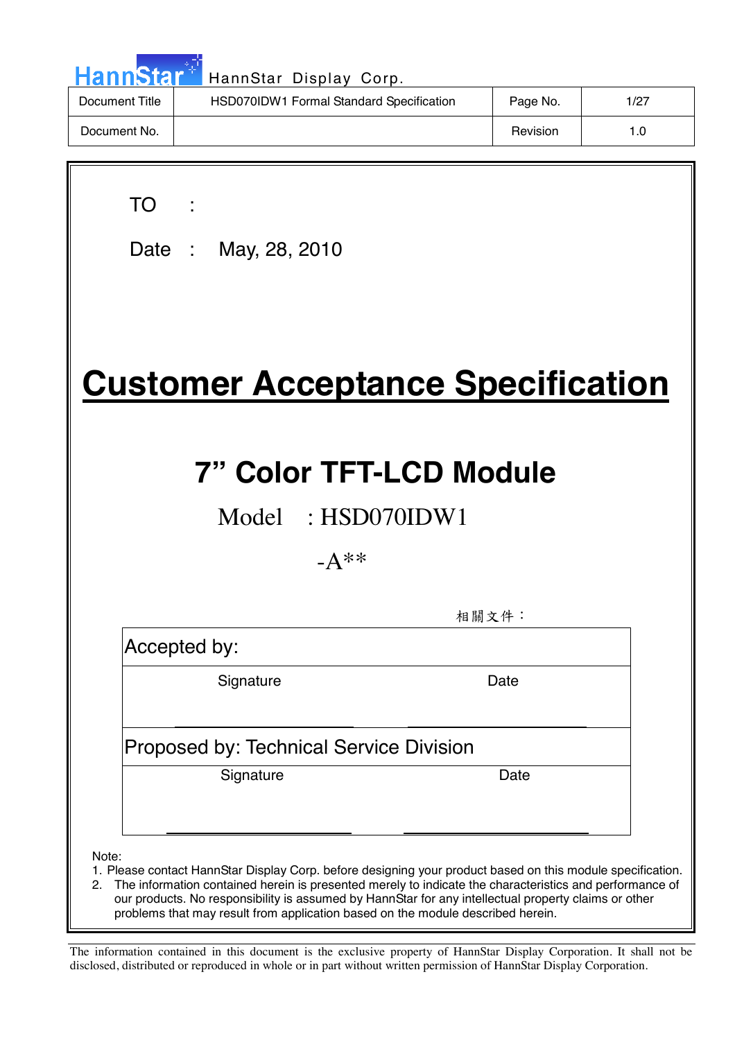HannStar Display Corp.

| Document Title | HSD070IDW1 Formal Standard Specification | Page No. | 1/27 |
|---|---|---|---|
| Document No. | | Revision | 1.0 |

TO :

Date : May, 28, 2010

# Customer Acceptance Specification

## 7” Color TFT-LCD Module

Model : HSD070IDW1

-A**

相關文件：

| Accepted by: | |
|---|---|
| Signature | Date |
| Proposed by: Technical Service Division | |
| Signature | Date |

Note:

1. Please contact HannStar Display Corp. before designing your product based on this module specification.
2. The information contained herein is presented merely to indicate the characteristics and performance of our products. No responsibility is assumed by HannStar for any intellectual property claims or other problems that may result from application based on the module described herein.

The information contained in this document is the exclusive property of HannStar Display Corporation. It shall not be disclosed, distributed or reproduced in whole or in part without written permission of HannStar Display Corporation.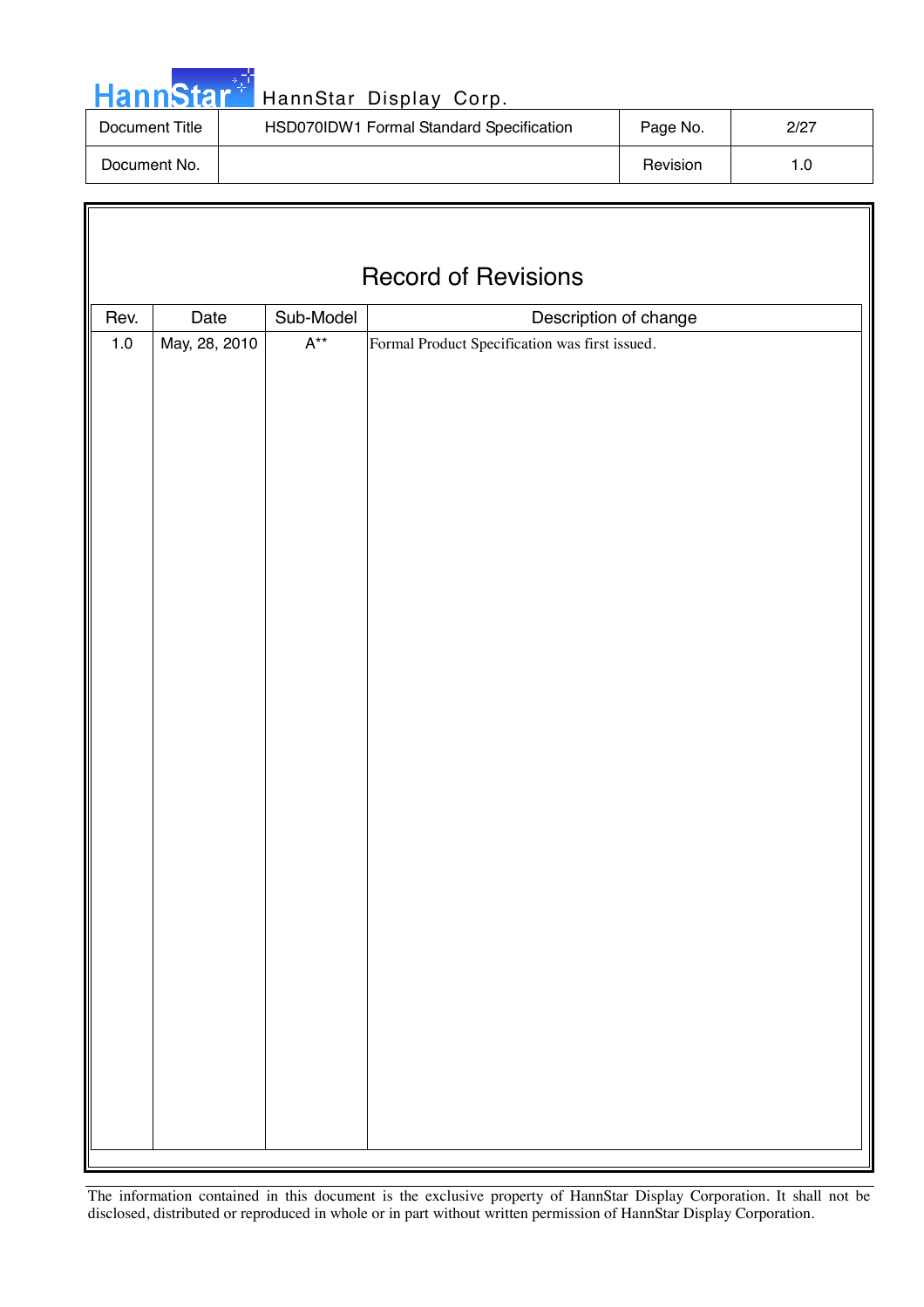# Record of Revisions

| Rev. | Date | Sub-Model | Description of change |
|---|---|---|---|
| 1.0 | May, 28, 2010 | A** | Formal Product Specification was first issued. |

The information contained in this document is the exclusive property of HannStar Display Corporation. It shall not be disclosed, distributed or reproduced in whole or in part without written permission of HannStar Display Corporation.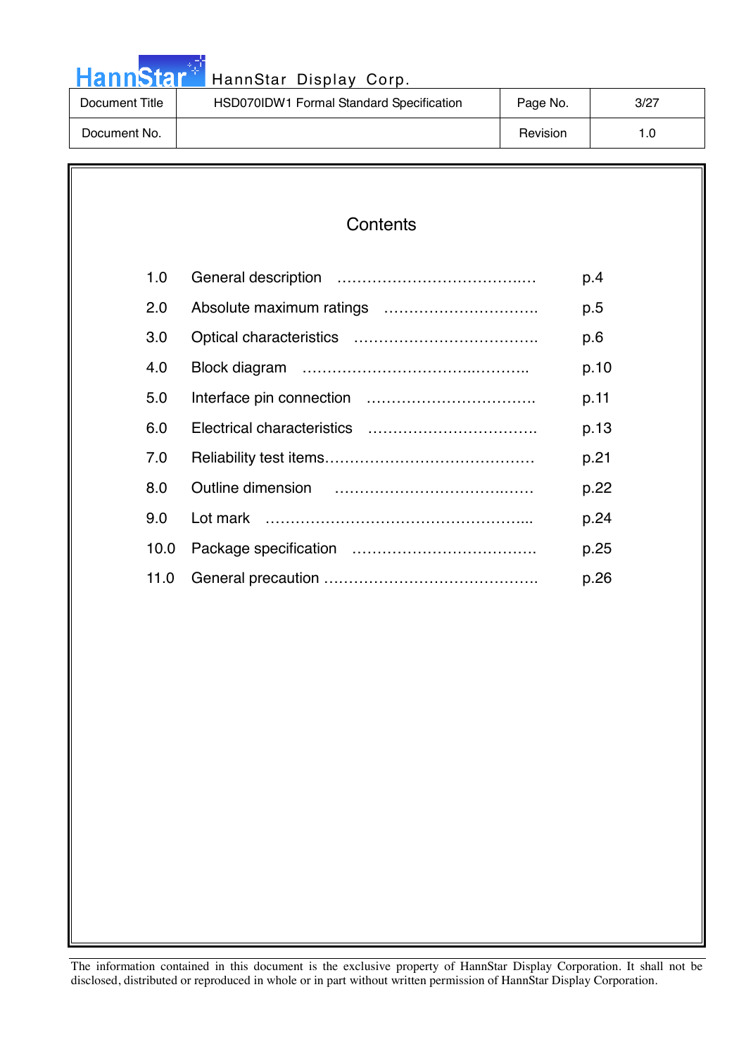# Contents

| | | |
|---|---|---|
| 1.0 | General description ………………………………… | p.4 |
| 2.0 | Absolute maximum ratings …………………………. | p.5 |
| 3.0 | Optical characteristics ………………………………. | p.6 |
| 4.0 | Block diagram ……………………………….……….. | p.10 |
| 5.0 | Interface pin connection ……………………………. | p.11 |
| 6.0 | Electrical characteristics ……………………………. | p.13 |
| 7.0 | Reliability test items…………………………………… | p.21 |
| 8.0 | Outline dimension …………………………….……. | p.22 |
| 9.0 | Lot mark ……………………………………………... | p.24 |
| 10.0 | Package specification ………………………………. | p.25 |
| 11.0 | General precaution ……………………………………. | p.26 |

The information contained in this document is the exclusive property of HannStar Display Corporation. It shall not be disclosed, distributed or reproduced in whole or in part without written permission of HannStar Display Corporation.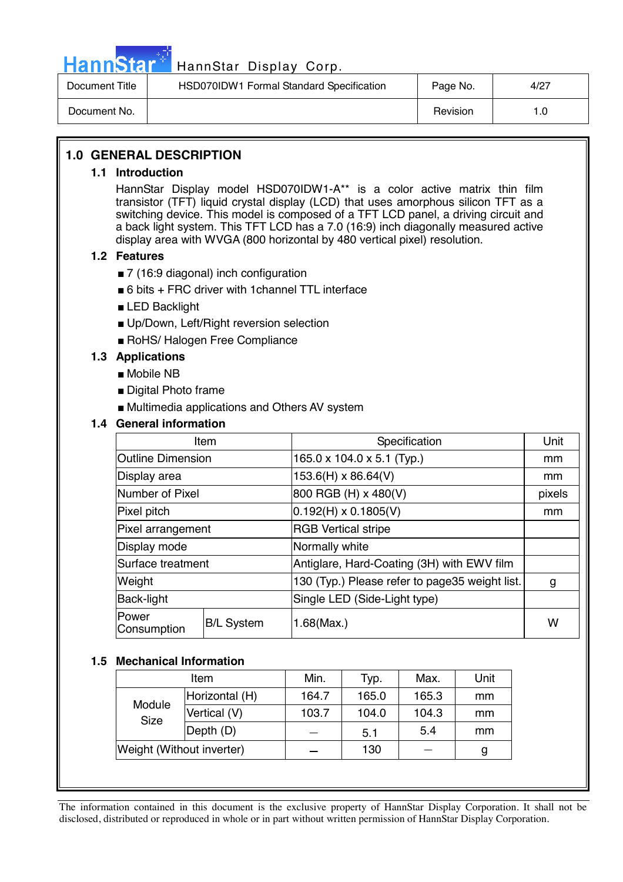## 1.0 GENERAL DESCRIPTION

### 1.1 Introduction

HannStar Display model HSD070IDW1-A** is a color active matrix thin film transistor (TFT) liquid crystal display (LCD) that uses amorphous silicon TFT as a switching device. This model is composed of a TFT LCD panel, a driving circuit and a back light system. This TFT LCD has a 7.0 (16:9) inch diagonally measured active display area with WVGA (800 horizontal by 480 vertical pixel) resolution.

### 1.2 Features

- 7 (16:9 diagonal) inch configuration
- 6 bits + FRC driver with 1channel TTL interface
- LED Backlight
- Up/Down, Left/Right reversion selection
- RoHS/ Halogen Free Compliance

### 1.3 Applications

- Mobile NB
- Digital Photo frame
- Multimedia applications and Others AV system

### 1.4 General information

| Item | | Specification | Unit |
|---|---|---|---|
| Outline Dimension | | 165.0 x 104.0 x 5.1 (Typ.) | mm |
| Display area | | 153.6(H) x 86.64(V) | mm |
| Number of Pixel | | 800 RGB (H) x 480(V) | pixels |
| Pixel pitch | | 0.192(H) x 0.1805(V) | mm |
| Pixel arrangement | | RGB Vertical stripe | |
| Display mode | | Normally white | |
| Surface treatment | | Antiglare, Hard-Coating (3H) with EWV film | |
| Weight | | 130 (Typ.) Please refer to page35 weight list. | g |
| Back-light | | Single LED (Side-Light type) | |
| Power Consumption | B/L System | 1.68(Max.) | W |

### 1.5 Mechanical Information

| Item | | Min. | Typ. | Max. | Unit |
|---|---|---|---|---|---|
| Module Size | Horizontal (H) | 164.7 | 165.0 | 165.3 | mm |
| | Vertical (V) | 103.7 | 104.0 | 104.3 | mm |
| | Depth (D) | — | 5.1 | 5.4 | mm |
| Weight (Without inverter) | | — | 130 | — | g |

The information contained in this document is the exclusive property of HannStar Display Corporation. It shall not be disclosed, distributed or reproduced in whole or in part without written permission of HannStar Display Corporation.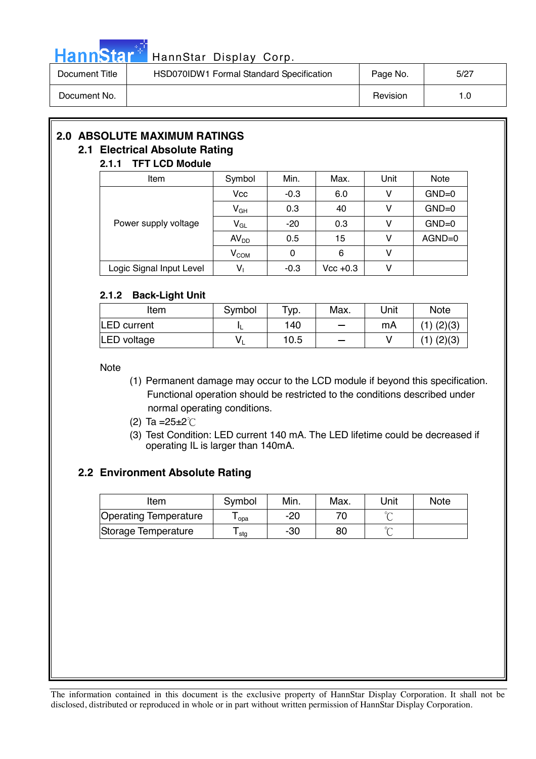## 2.0 ABSOLUTE MAXIMUM RATINGS

### 2.1 Electrical Absolute Rating

#### 2.1.1 TFT LCD Module

| Item | Symbol | Min. | Max. | Unit | Note |
|---|---|---|---|---|---|
| Power supply voltage | Vcc | -0.3 | 6.0 | V | GND=0 |
| | $V_{GH}$ | 0.3 | 40 | V | GND=0 |
| | $V_{GL}$ | -20 | 0.3 | V | GND=0 |
| | $AV_{DD}$ | 0.5 | 15 | V | AGND=0 |
| | $V_{COM}$ | 0 | 6 | V | |
| Logic Signal Input Level | $V_I$ | -0.3 | Vcc +0.3 | V | |

#### 2.1.2 Back-Light Unit

| Item | Symbol | Typ. | Max. | Unit | Note |
|---|---|---|---|---|---|
| LED current | $I_L$ | 140 | – | mA | (1) (2)(3) |
| LED voltage | $V_L$ | 10.5 | – | V | (1) (2)(3) |

Note

(1) Permanent damage may occur to the LCD module if beyond this specification. Functional operation should be restricted to the conditions described under normal operating conditions.

(2) Ta =25±2℃

(3) Test Condition: LED current 140 mA. The LED lifetime could be decreased if operating IL is larger than 140mA.

### 2.2 Environment Absolute Rating

| Item | Symbol | Min. | Max. | Unit | Note |
|---|---|---|---|---|---|
| Operating Temperature | $T_{opa}$ | -20 | 70 | ℃ | |
| Storage Temperature | $T_{stg}$ | -30 | 80 | ℃ | |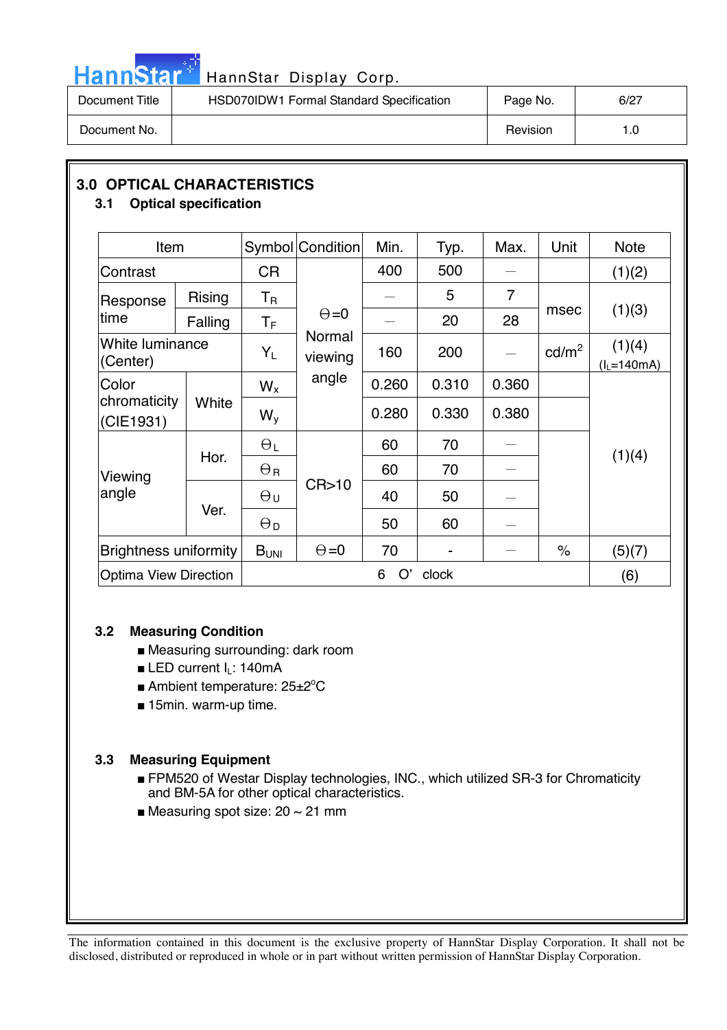## 3.0 OPTICAL CHARACTERISTICS

### 3.1 Optical specification

| Item | | Symbol | Condition | Min. | Typ. | Max. | Unit | Note |
|---|---|---|---|---|---|---|---|---|
| Contrast | | CR | Θ=0 Normal viewing angle | 400 | 500 | — | | (1)(2) |
| Response time | Rising | $T_R$ | | — | 5 | 7 | msec | (1)(3) |
| | Falling | $T_F$ | | — | 20 | 28 | | |
| White luminance (Center) | | $Y_L$ | | 160 | 200 | — | cd/m$^2$ | (1)(4) ($I_L$=140mA) |
| Color chromaticity (CIE1931) | White | $W_x$ | | 0.260 | 0.310 | 0.360 | | (1)(4) |
| | | $W_y$ | | 0.280 | 0.330 | 0.380 | | |
| Viewing angle | Hor. | $\Theta_L$ | CR>10 | 60 | 70 | — | | |
| | | $\Theta_R$ | | 60 | 70 | — | | |
| | Ver. | $\Theta_U$ | | 40 | 50 | — | | |
| | | $\Theta_D$ | | 50 | 60 | — | | |
| Brightness uniformity | | $B_{UNI}$ | Θ=0 | 70 | - | — | % | (5)(7) |
| Optima View Direction | | 6 O' clock | | | | | | (6) |

### 3.2 Measuring Condition

- Measuring surrounding: dark room
- LED current $I_L$: 140mA
- Ambient temperature: 25±2°C
- 15min. warm-up time.

### 3.3 Measuring Equipment

- FPM520 of Westar Display technologies, INC., which utilized SR-3 for Chromaticity and BM-5A for other optical characteristics.
- Measuring spot size: 20 ~ 21 mm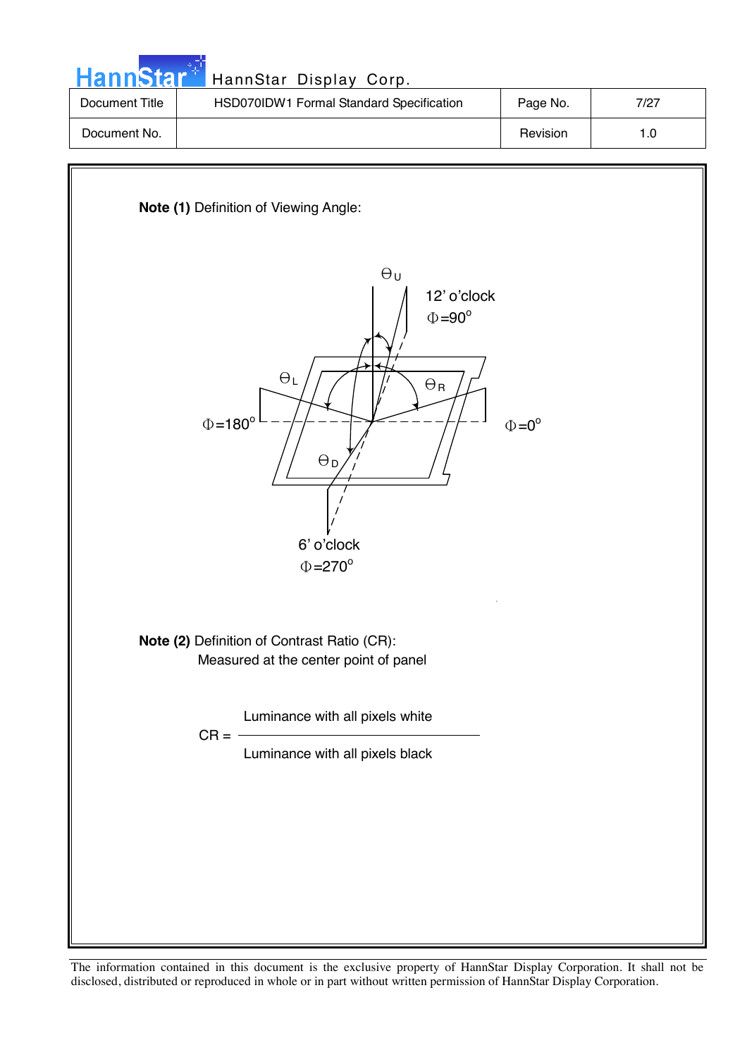**Note (1)** Definition of Viewing Angle:

**Note (2)** Definition of Contrast Ratio (CR):

Measured at the center point of panel

$$CR = \frac{\text{Luminance with all pixels white}}{\text{Luminance with all pixels black}}$$

The information contained in this document is the exclusive property of HannStar Display Corporation. It shall not be disclosed, distributed or reproduced in whole or in part without written permission of HannStar Display Corporation.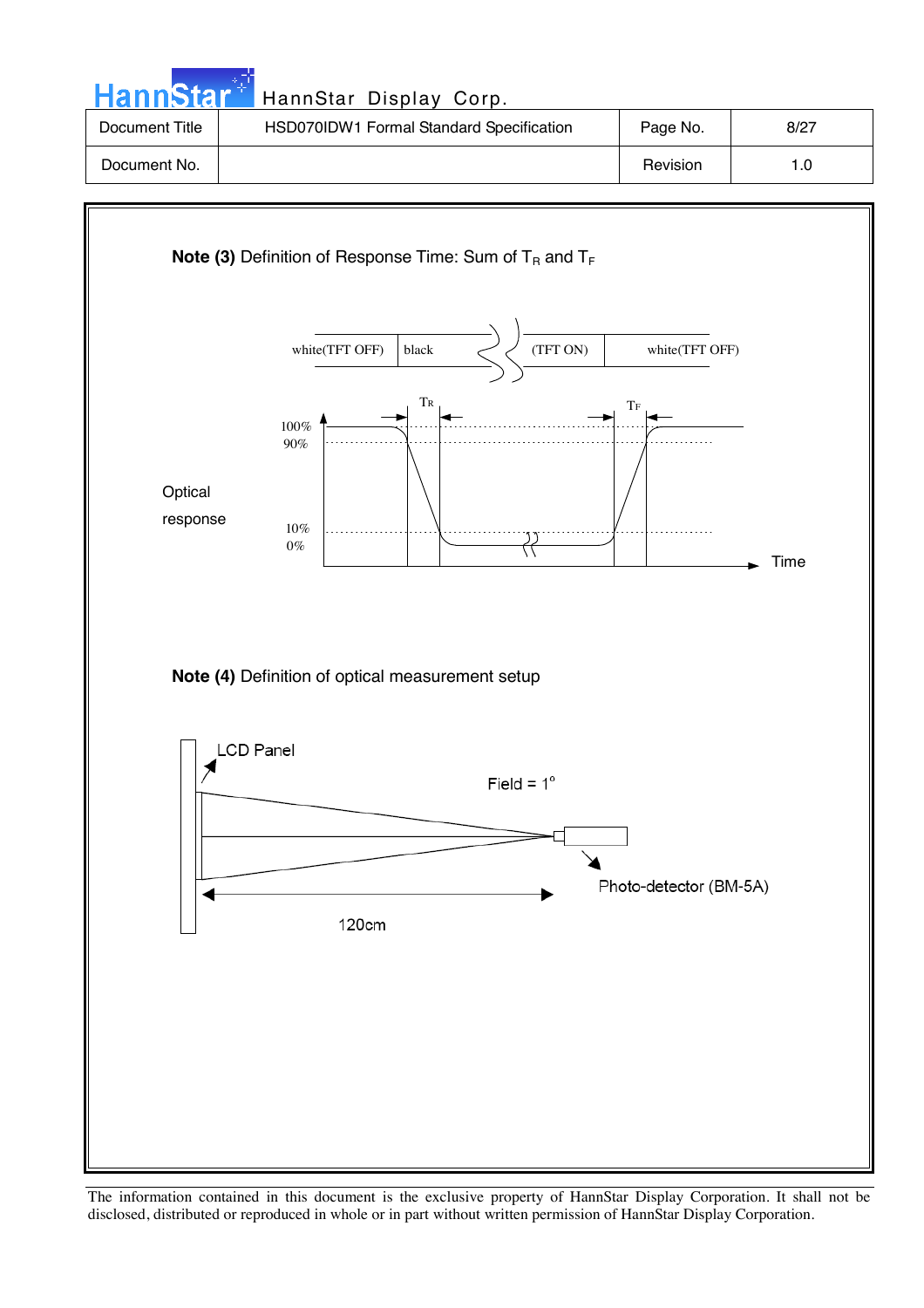**Note (3)** Definition of Response Time: Sum of $T_R$ and $T_F$

white(TFT OFF) | black | (TFT ON) | white(TFT OFF)

$T_R$ $T_F$

100%
90%

Optical response

10%
0%

Time

**Note (4)** Definition of optical measurement setup

LCD Panel

Field = 1°

Photo-detector (BM-5A)

120cm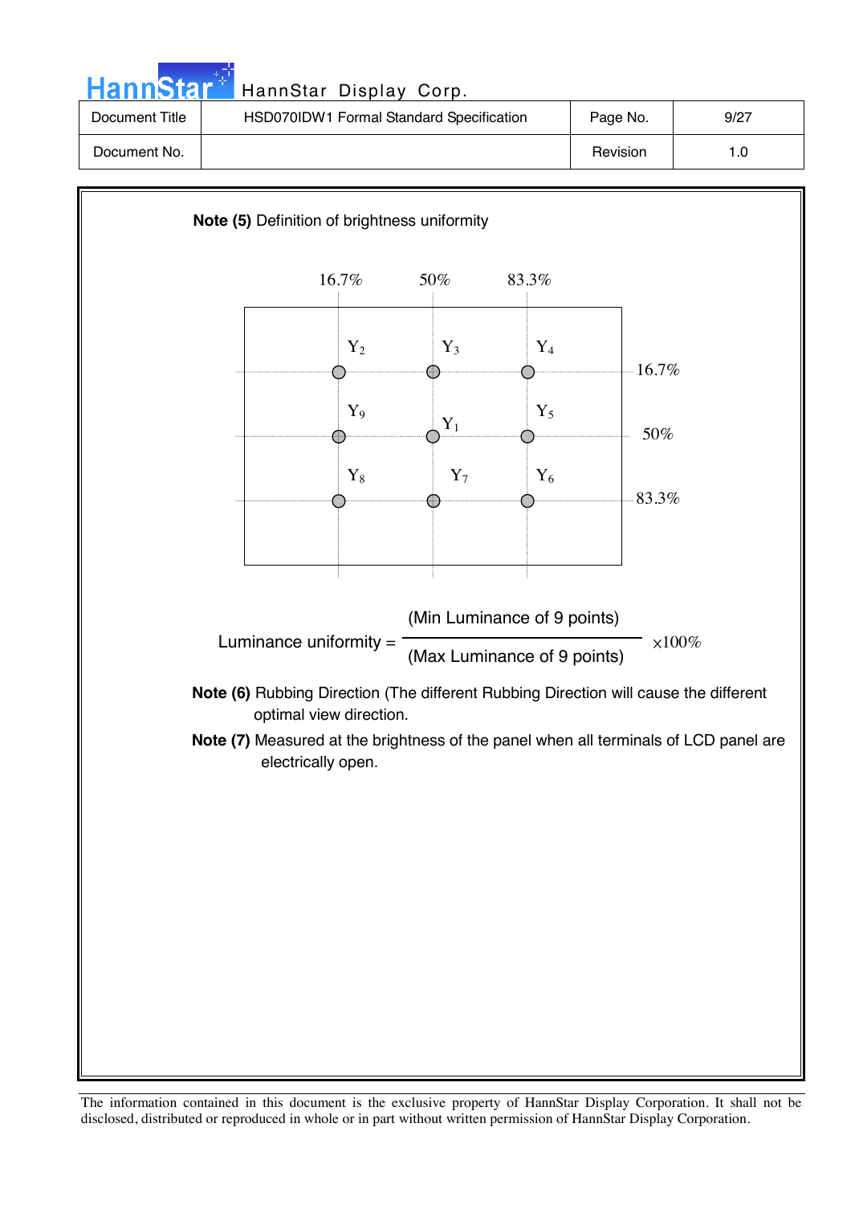**Note (5)** Definition of brightness uniformity

| | 16.7% | 50% | 83.3% |
|---|---|---|---|
| 16.7% | $Y_2$ | $Y_3$ | $Y_4$ |
| 50% | $Y_9$ | $Y_1$ | $Y_5$ |
| 83.3% | $Y_8$ | $Y_7$ | $Y_6$ |

$$\text{Luminance uniformity} = \frac{\text{(Min Luminance of 9 points)}}{\text{(Max Luminance of 9 points)}} \times 100\%$$

**Note (6)** Rubbing Direction (The different Rubbing Direction will cause the different optimal view direction.

**Note (7)** Measured at the brightness of the panel when all terminals of LCD panel are electrically open.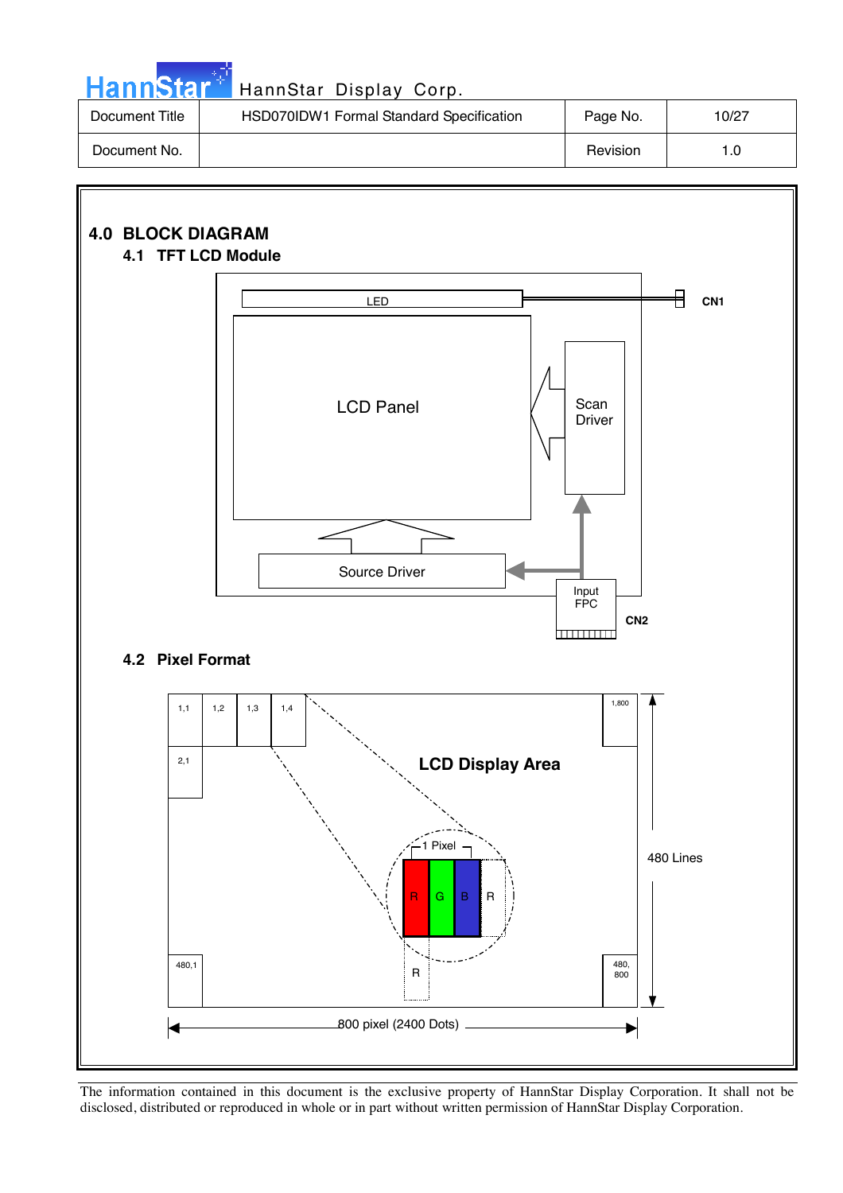## 4.0 BLOCK DIAGRAM

### 4.1 TFT LCD Module

LED

CN1

LCD Panel

Scan Driver

Source Driver

Input FPC

CN2

### 4.2 Pixel Format

1,1 | 1,2 | 1,3 | 1,4 | 1,800

2,1

LCD Display Area

1 Pixel

R G B R

R

480,1 | 480, 800

480 Lines

800 pixel (2400 Dots)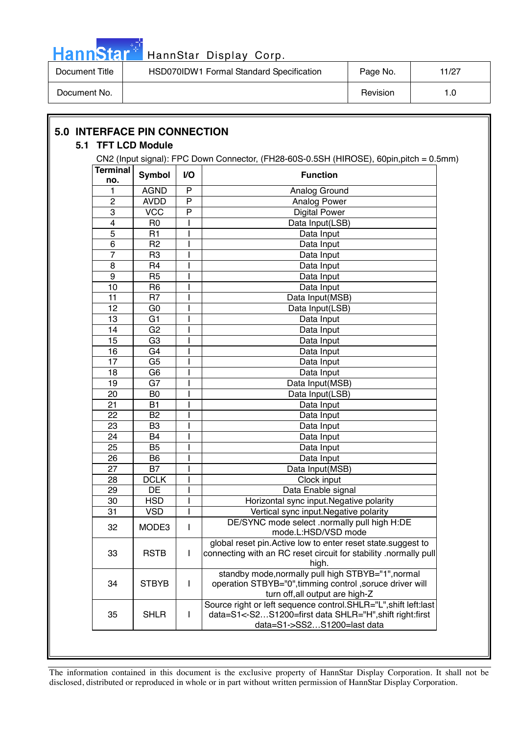## 5.0 INTERFACE PIN CONNECTION

### 5.1 TFT LCD Module

CN2 (Input signal): FPC Down Connector, (FH28-60S-0.5SH (HIROSE), 60pin,pitch = 0.5mm)

| Terminal no. | Symbol | I/O | Function |
|---|---|---|---|
| 1 | AGND | P | Analog Ground |
| 2 | AVDD | P | Analog Power |
| 3 | VCC | P | Digital Power |
| 4 | R0 | I | Data Input(LSB) |
| 5 | R1 | I | Data Input |
| 6 | R2 | I | Data Input |
| 7 | R3 | I | Data Input |
| 8 | R4 | I | Data Input |
| 9 | R5 | I | Data Input |
| 10 | R6 | I | Data Input |
| 11 | R7 | I | Data Input(MSB) |
| 12 | G0 | I | Data Input(LSB) |
| 13 | G1 | I | Data Input |
| 14 | G2 | I | Data Input |
| 15 | G3 | I | Data Input |
| 16 | G4 | I | Data Input |
| 17 | G5 | I | Data Input |
| 18 | G6 | I | Data Input |
| 19 | G7 | I | Data Input(MSB) |
| 20 | B0 | I | Data Input(LSB) |
| 21 | B1 | I | Data Input |
| 22 | B2 | I | Data Input |
| 23 | B3 | I | Data Input |
| 24 | B4 | I | Data Input |
| 25 | B5 | I | Data Input |
| 26 | B6 | I | Data Input |
| 27 | B7 | I | Data Input(MSB) |
| 28 | DCLK | I | Clock input |
| 29 | DE | I | Data Enable signal |
| 30 | HSD | I | Horizontal sync input.Negative polarity |
| 31 | VSD | I | Vertical sync input.Negative polarity |
| 32 | MODE3 | I | DE/SYNC mode select .normally pull high H:DE mode.L:HSD/VSD mode |
| 33 | RSTB | I | global reset pin.Active low to enter reset state.suggest to connecting with an RC reset circuit for stability .normally pull high. |
| 34 | STBYB | I | standby mode,normally pull high STBYB="1",normal operation STBYB="0",timming control ,soruce driver will turn off,all output are high-Z |
| 35 | SHLR | I | Source right or left sequence control.SHLR="L",shift left:last data=S1<-S2…S1200=first data SHLR="H",shift right:first data=S1->SS2…S1200=last data |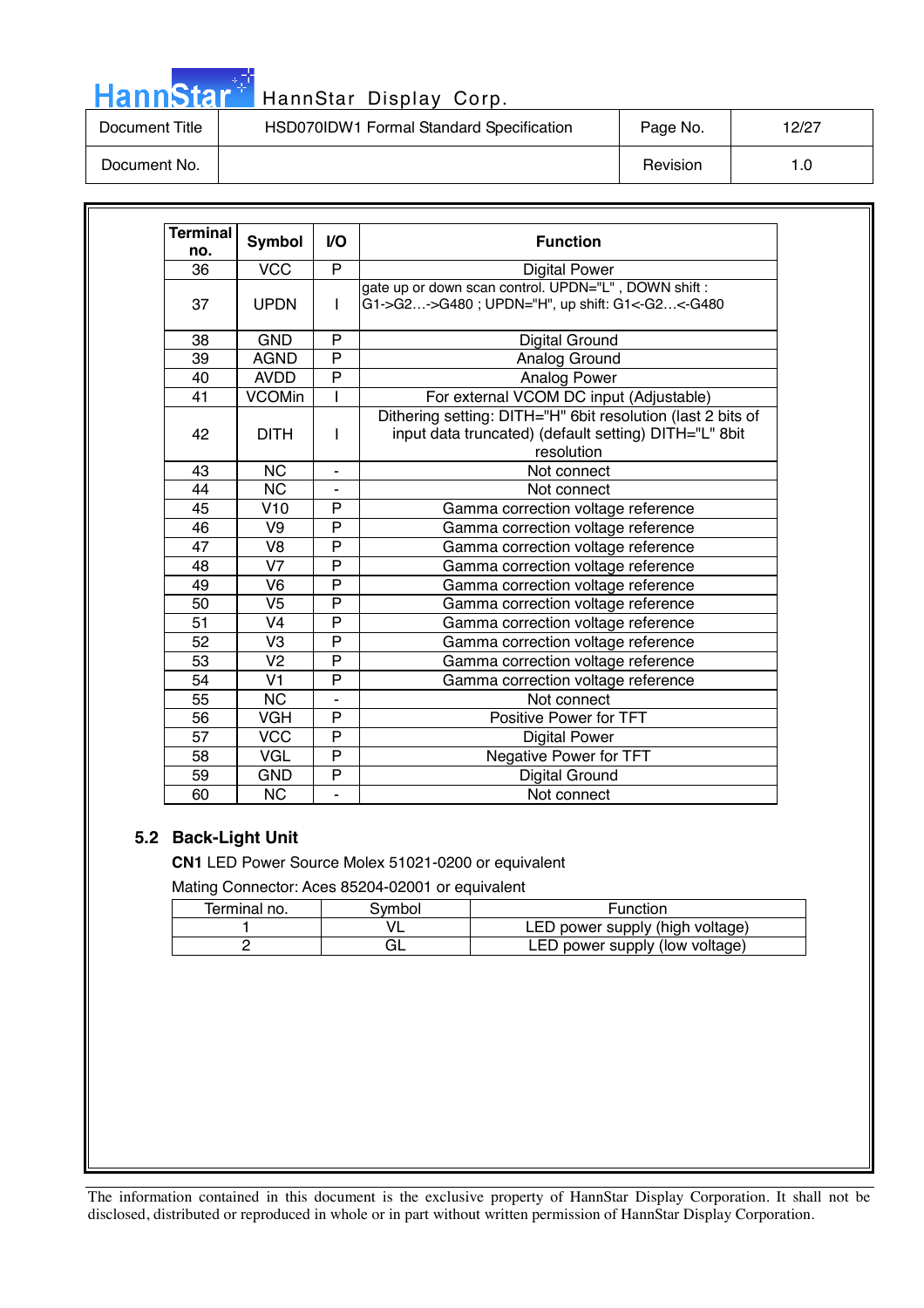| Terminal no. | Symbol | I/O | Function |
|---|---|---|---|
| 36 | VCC | P | Digital Power |
| 37 | UPDN | I | gate up or down scan control. UPDN="L" , DOWN shift : G1->G2…->G480 ; UPDN="H", up shift: G1<-G2…<-G480 |
| 38 | GND | P | Digital Ground |
| 39 | AGND | P | Analog Ground |
| 40 | AVDD | P | Analog Power |
| 41 | VCOMin | I | For external VCOM DC input (Adjustable) |
| 42 | DITH | I | Dithering setting: DITH="H" 6bit resolution (last 2 bits of input data truncated) (default setting) DITH="L" 8bit resolution |
| 43 | NC | - | Not connect |
| 44 | NC | - | Not connect |
| 45 | V10 | P | Gamma correction voltage reference |
| 46 | V9 | P | Gamma correction voltage reference |
| 47 | V8 | P | Gamma correction voltage reference |
| 48 | V7 | P | Gamma correction voltage reference |
| 49 | V6 | P | Gamma correction voltage reference |
| 50 | V5 | P | Gamma correction voltage reference |
| 51 | V4 | P | Gamma correction voltage reference |
| 52 | V3 | P | Gamma correction voltage reference |
| 53 | V2 | P | Gamma correction voltage reference |
| 54 | V1 | P | Gamma correction voltage reference |
| 55 | NC | - | Not connect |
| 56 | VGH | P | Positive Power for TFT |
| 57 | VCC | P | Digital Power |
| 58 | VGL | P | Negative Power for TFT |
| 59 | GND | P | Digital Ground |
| 60 | NC | - | Not connect |

## 5.2 Back-Light Unit

**CN1** LED Power Source Molex 51021-0200 or equivalent

Mating Connector: Aces 85204-02001 or equivalent

| Terminal no. | Symbol | Function |
|---|---|---|
| 1 | VL | LED power supply (high voltage) |
| 2 | GL | LED power supply (low voltage) |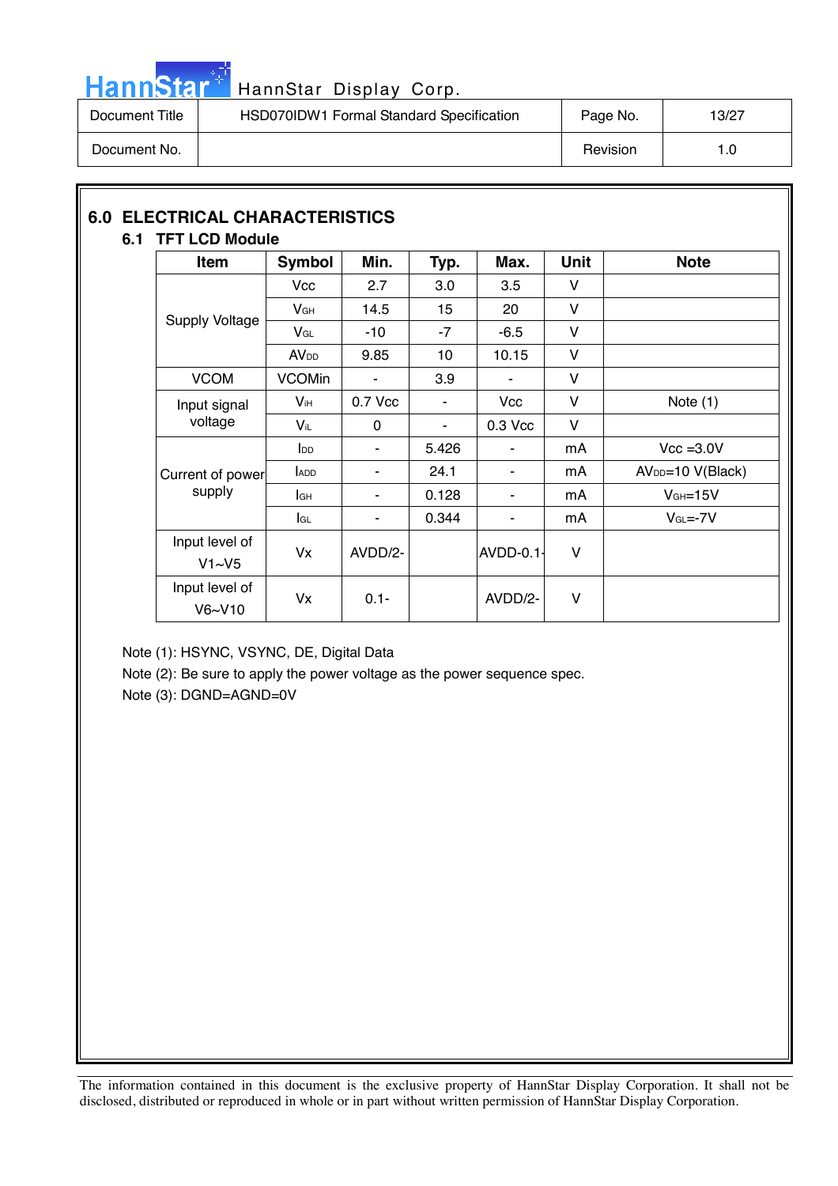## 6.0 ELECTRICAL CHARACTERISTICS

### 6.1 TFT LCD Module

| Item | Symbol | Min. | Typ. | Max. | Unit | Note |
|---|---|---|---|---|---|---|
| Supply Voltage | Vcc | 2.7 | 3.0 | 3.5 | V | |
| | $V_{GH}$ | 14.5 | 15 | 20 | V | |
| | $V_{GL}$ | -10 | -7 | -6.5 | V | |
| | $AV_{DD}$ | 9.85 | 10 | 10.15 | V | |
| VCOM | VCOMin | - | 3.9 | - | V | |
| Input signal voltage | $V_{IH}$ | 0.7 Vcc | - | Vcc | V | Note (1) |
| | $V_{IL}$ | 0 | - | 0.3 Vcc | V | |
| Current of power supply | $I_{DD}$ | - | 5.426 | - | mA | Vcc =3.0V |
| | $I_{ADD}$ | - | 24.1 | - | mA | $AV_{DD}$=10 V(Black) |
| | $I_{GH}$ | - | 0.128 | - | mA | $V_{GH}$=15V |
| | $I_{GL}$ | - | 0.344 | - | mA | $V_{GL}$=-7V |
| Input level of V1~V5 | Vx | AVDD/2- | | AVDD-0.1- | V | |
| Input level of V6~V10 | Vx | 0.1- | | AVDD/2- | V | |

Note (1): HSYNC, VSYNC, DE, Digital Data

Note (2): Be sure to apply the power voltage as the power sequence spec.

Note (3): DGND=AGND=0V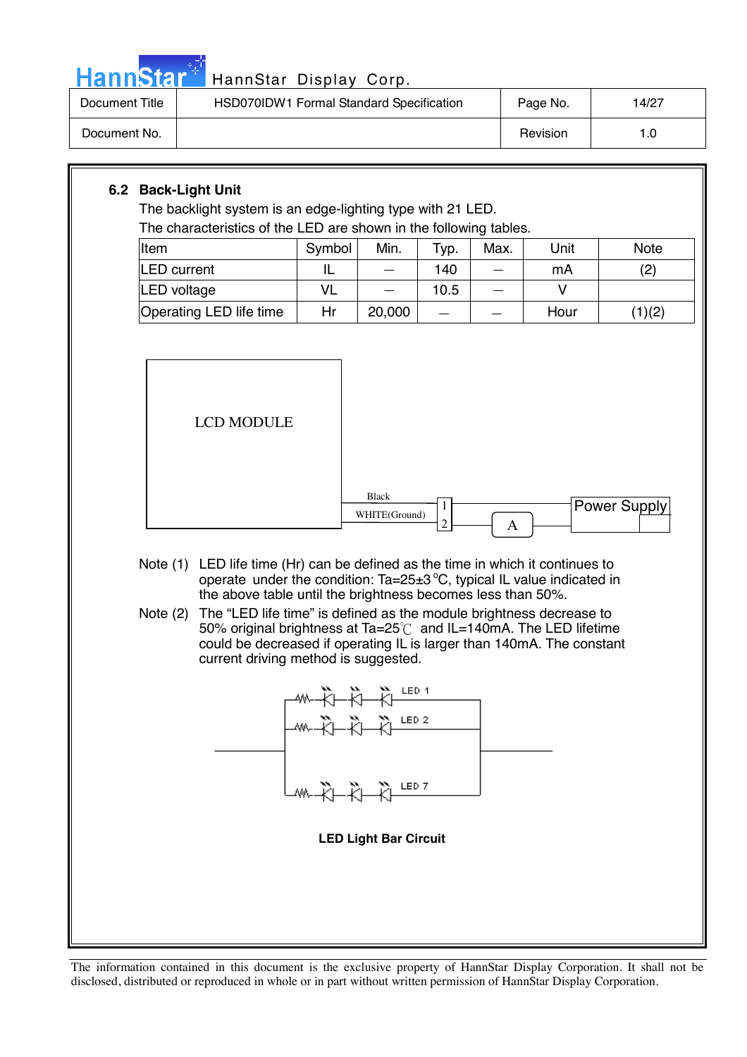### 6.2 Back-Light Unit

The backlight system is an edge-lighting type with 21 LED.
The characteristics of the LED are shown in the following tables.

| Item | Symbol | Min. | Typ. | Max. | Unit | Note |
|---|---|---|---|---|---|---|
| LED current | IL | — | 140 | — | mA | (2) |
| LED voltage | VL | — | 10.5 | — | V | |
| Operating LED life time | Hr | 20,000 | — | — | Hour | (1)(2) |

LCD MODULE

Black

WHITE(Ground)

1

2

A

Power Supply

Note (1) LED life time (Hr) can be defined as the time in which it continues to operate under the condition: Ta=25±3 °C, typical IL value indicated in the above table until the brightness becomes less than 50%.

Note (2) The "LED life time" is defined as the module brightness decrease to 50% original brightness at Ta=25℃ and IL=140mA. The LED lifetime could be decreased if operating IL is larger than 140mA. The constant current driving method is suggested.

LED 1

LED 2

LED 7

**LED Light Bar Circuit**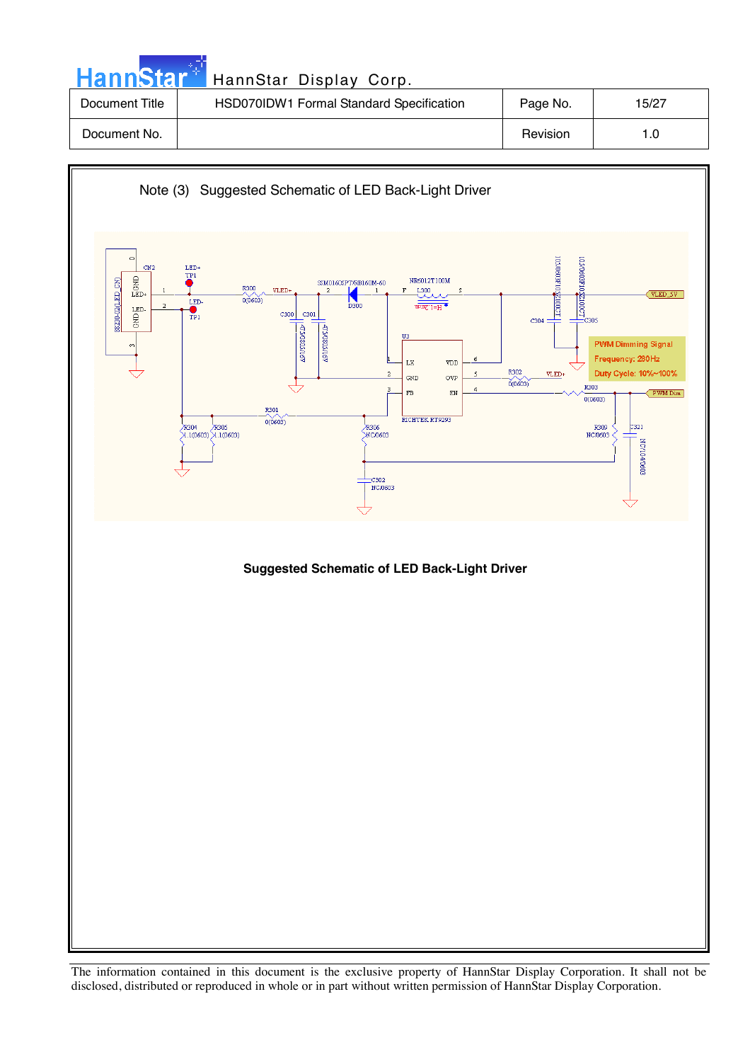Note (3) Suggested Schematic of LED Back-Light Driver

**Suggested Schematic of LED Back-Light Driver**

The information contained in this document is the exclusive property of HannStar Display Corporation. It shall not be disclosed, distributed or reproduced in whole or in part without written permission of HannStar Display Corporation.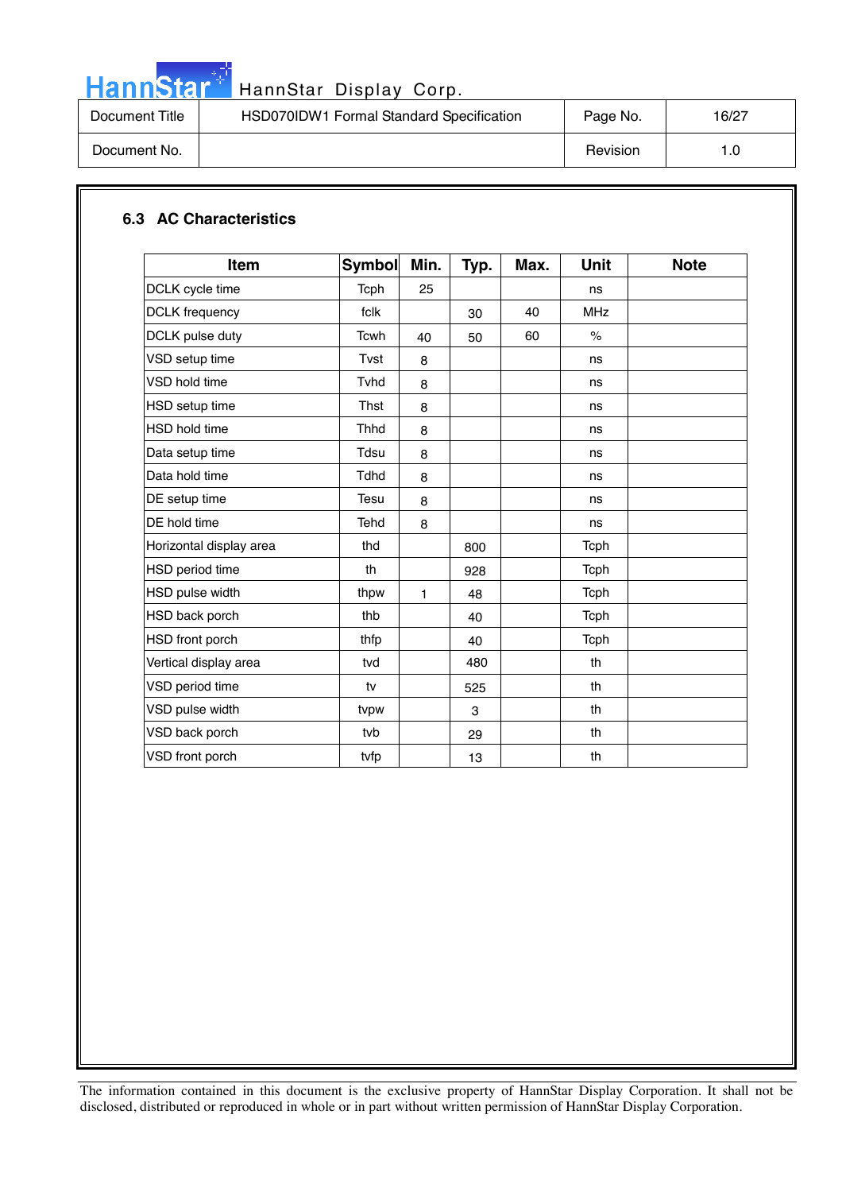## 6.3 AC Characteristics

| Item | Symbol | Min. | Typ. | Max. | Unit | Note |
|---|---|---|---|---|---|---|
| DCLK cycle time | Tcph | 25 | | | ns | |
| DCLK frequency | fclk | | 30 | 40 | MHz | |
| DCLK pulse duty | Tcwh | 40 | 50 | 60 | % | |
| VSD setup time | Tvst | 8 | | | ns | |
| VSD hold time | Tvhd | 8 | | | ns | |
| HSD setup time | Thst | 8 | | | ns | |
| HSD hold time | Thhd | 8 | | | ns | |
| Data setup time | Tdsu | 8 | | | ns | |
| Data hold time | Tdhd | 8 | | | ns | |
| DE setup time | Tesu | 8 | | | ns | |
| DE hold time | Tehd | 8 | | | ns | |
| Horizontal display area | thd | | 800 | | Tcph | |
| HSD period time | th | | 928 | | Tcph | |
| HSD pulse width | thpw | 1 | 48 | | Tcph | |
| HSD back porch | thb | | 40 | | Tcph | |
| HSD front porch | thfp | | 40 | | Tcph | |
| Vertical display area | tvd | | 480 | | th | |
| VSD period time | tv | | 525 | | th | |
| VSD pulse width | tvpw | | 3 | | th | |
| VSD back porch | tvb | | 29 | | th | |
| VSD front porch | tvfp | | 13 | | th | |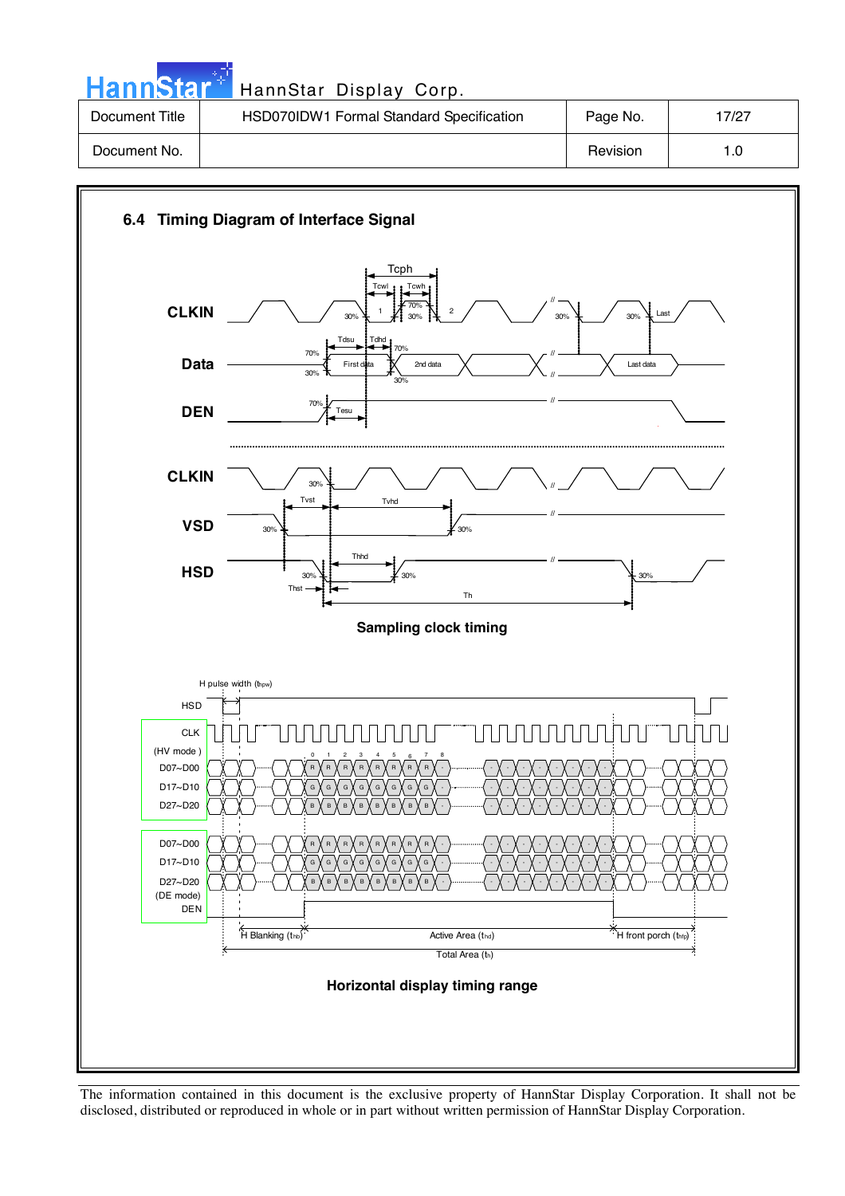## 6.4 Timing Diagram of Interface Signal

Sampling clock timing

Horizontal display timing range

The information contained in this document is the exclusive property of HannStar Display Corporation. It shall not be disclosed, distributed or reproduced in whole or in part without written permission of HannStar Display Corporation.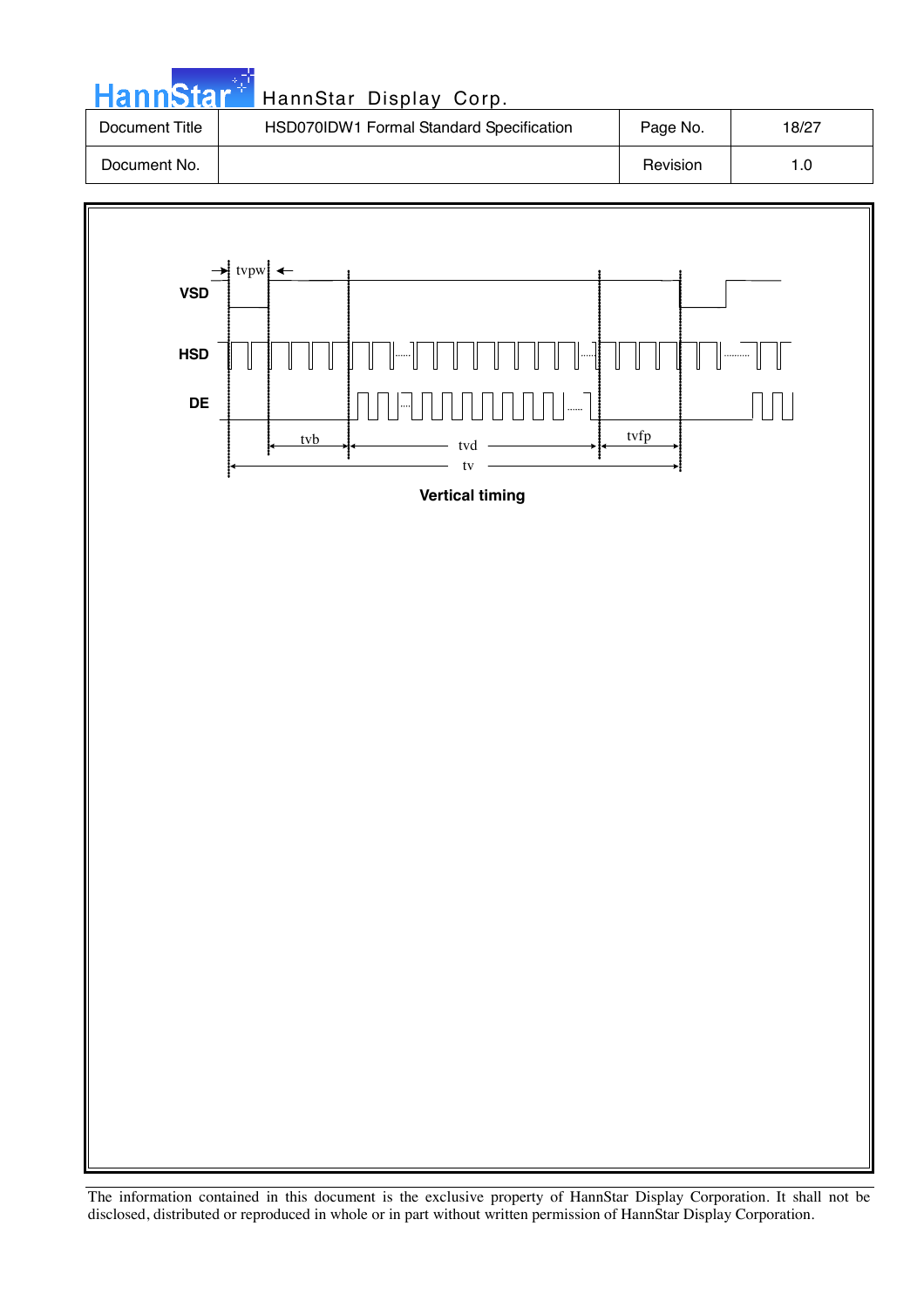VSD

HSD

DE

tvpw

tvb

tvd

tvfp

tv

**Vertical timing**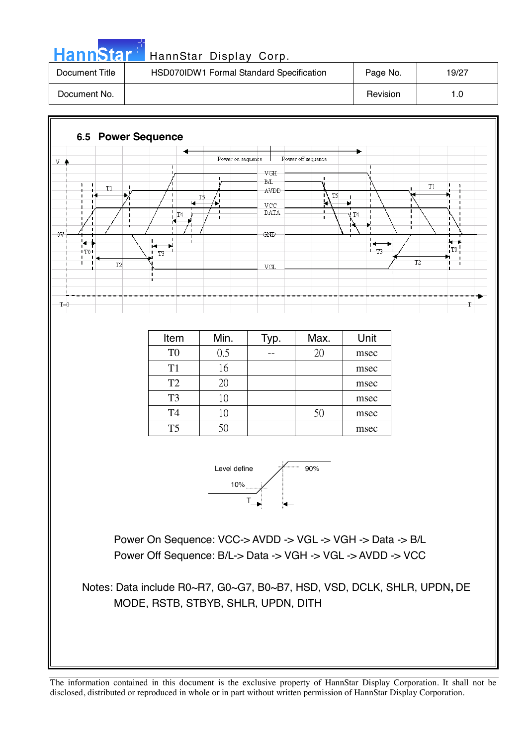## 6.5 Power Sequence

| Item | Min. | Typ. | Max. | Unit |
|---|---|---|---|---|
| T0 | 0.5 | -- | 20 | msec |
| T1 | 16 | | | msec |
| T2 | 20 | | | msec |
| T3 | 10 | | | msec |
| T4 | 10 | | 50 | msec |
| T5 | 50 | | | msec |

Power On Sequence: VCC-> AVDD -> VGL -> VGH -> Data -> B/L

Power Off Sequence: B/L-> Data -> VGH -> VGL -> AVDD -> VCC

Notes: Data include R0~R7, G0~G7, B0~B7, HSD, VSD, DCLK, SHLR, UPDN, DE MODE, RSTB, STBYB, SHLR, UPDN, DITH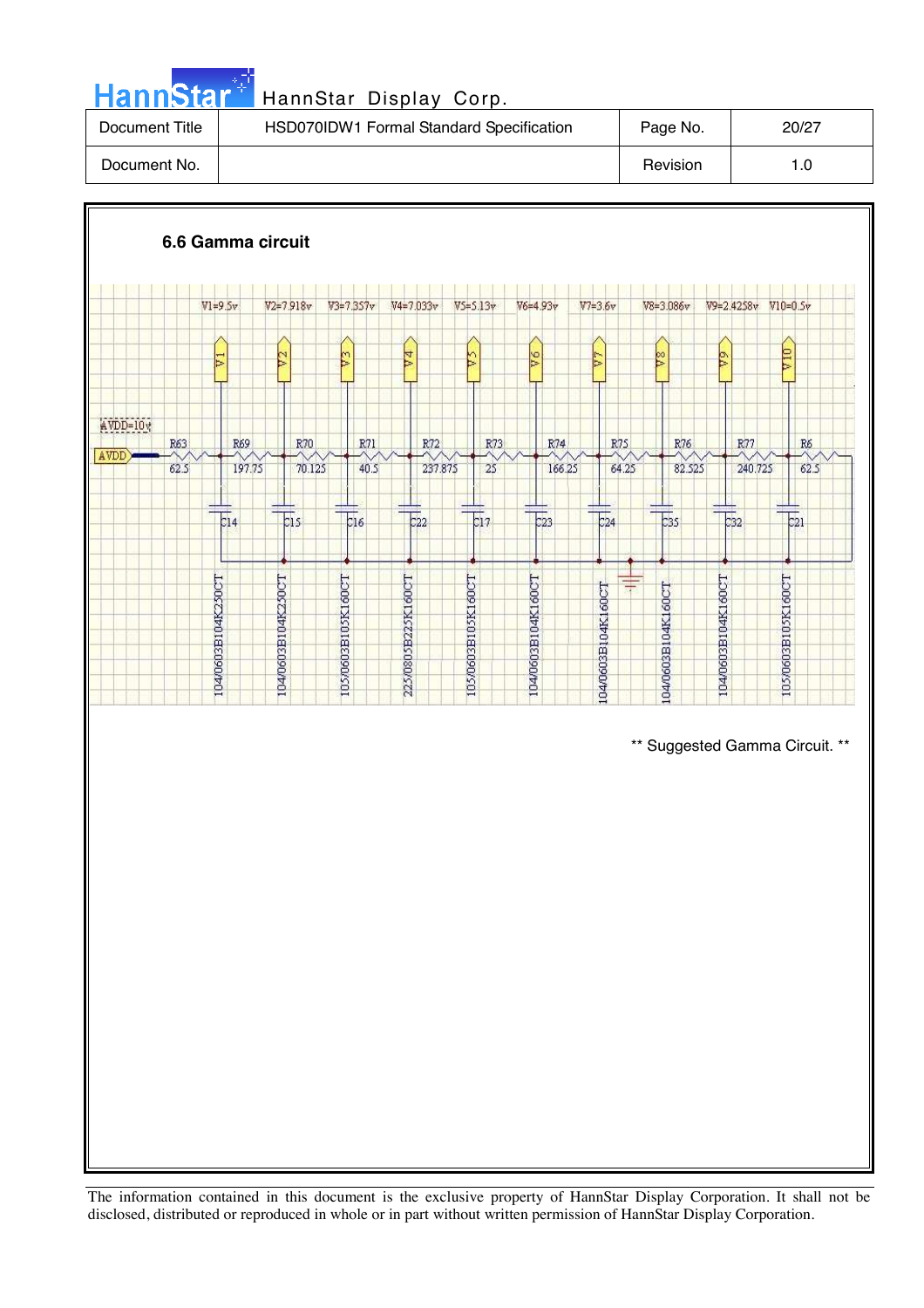### 6.6 Gamma circuit

V1=9.5v V2=7.918v V3=7.357v V4=7.033v V5=5.13v V6=4.93v V7=3.6v V8=3.086v V9=2.4258v V10=0.5v

AVDD=10v

| Resistor | R63 | R69 | R70 | R71 | R72 | R73 | R74 | R75 | R76 | R77 | R6 |
|---|---|---|---|---|---|---|---|---|---|---|---|
| Value | 62.5 | 197.75 | 70.125 | 40.5 | 237.875 | 25 | 166.25 | 64.25 | 82.525 | 240.725 | 62.5 |

| Capacitor | C14 | C15 | C16 | C22 | C17 | C23 | C24 | C35 | C32 | C21 |
|---|---|---|---|---|---|---|---|---|---|---|
| Part | 104/0603B104K250CT | 104/0603B104K250CT | 105/0603B105K160CT | 225/0805B225K160CT | 105/0603B105K160CT | 104/0603B104K160CT | 104/0603B104K160CT | 104/0603B104K160CT | 104/0603B104K160CT | 105/0603B105K160CT |

** Suggested Gamma Circuit. **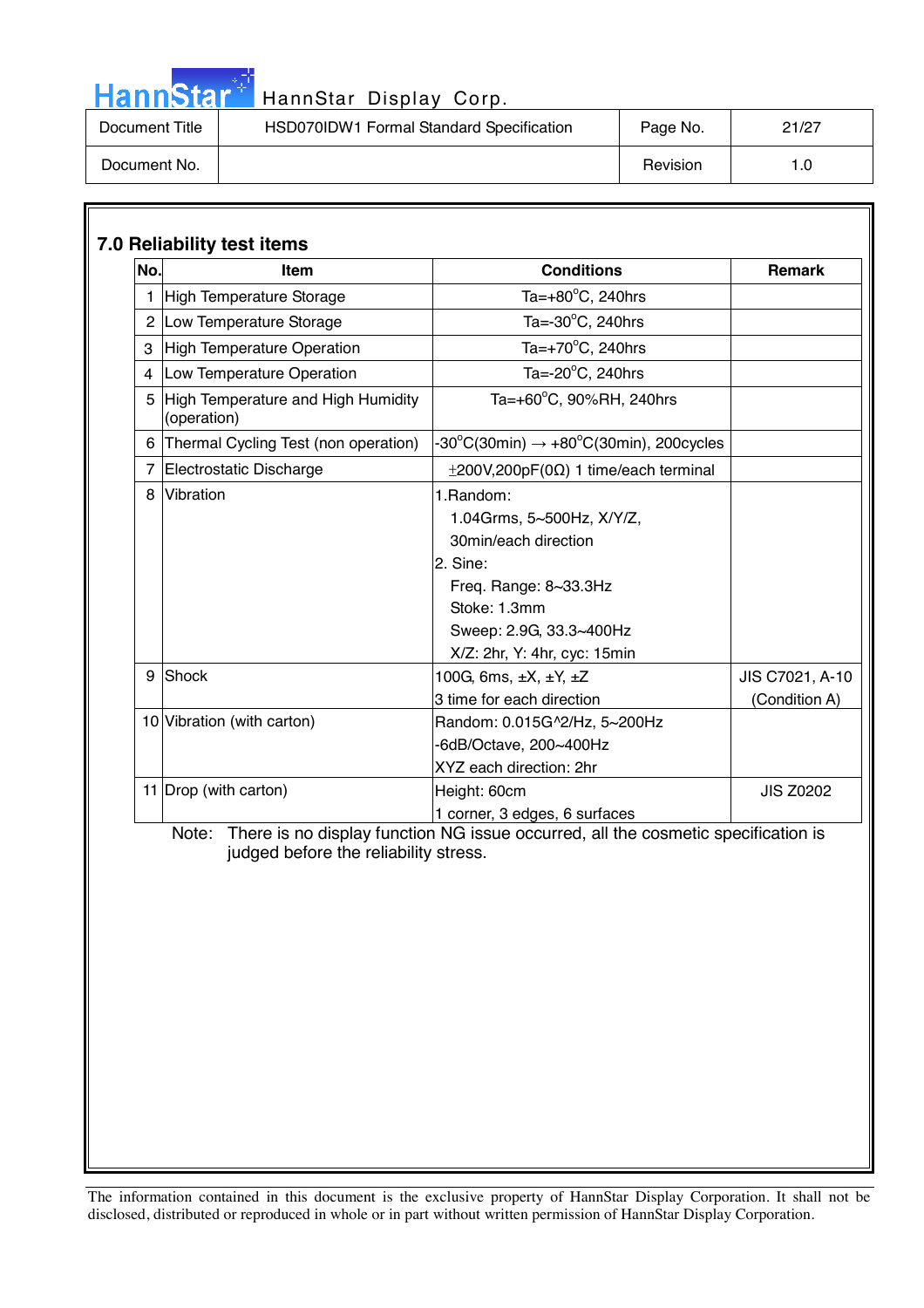## 7.0 Reliability test items

| No. | Item | Conditions | Remark |
|---|---|---|---|
| 1 | High Temperature Storage | Ta=+80°C, 240hrs | |
| 2 | Low Temperature Storage | Ta=-30°C, 240hrs | |
| 3 | High Temperature Operation | Ta=+70°C, 240hrs | |
| 4 | Low Temperature Operation | Ta=-20°C, 240hrs | |
| 5 | High Temperature and High Humidity (operation) | Ta=+60°C, 90%RH, 240hrs | |
| 6 | Thermal Cycling Test (non operation) | -30°C(30min) → +80°C(30min), 200cycles | |
| 7 | Electrostatic Discharge | ±200V,200pF(0Ω) 1 time/each terminal | |
| 8 | Vibration | 1.Random:<br>1.04Grms, 5~500Hz, X/Y/Z,<br>30min/each direction<br>2. Sine:<br>Freq. Range: 8~33.3Hz<br>Stoke: 1.3mm<br>Sweep: 2.9G, 33.3~400Hz<br>X/Z: 2hr, Y: 4hr, cyc: 15min | |
| 9 | Shock | 100G, 6ms, ±X, ±Y, ±Z<br>3 time for each direction | JIS C7021, A-10 (Condition A) |
| 10 | Vibration (with carton) | Random: 0.015G^2/Hz, 5~200Hz<br>-6dB/Octave, 200~400Hz<br>XYZ each direction: 2hr | |
| 11 | Drop (with carton) | Height: 60cm<br>1 corner, 3 edges, 6 surfaces | JIS Z0202 |

Note: There is no display function NG issue occurred, all the cosmetic specification is judged before the reliability stress.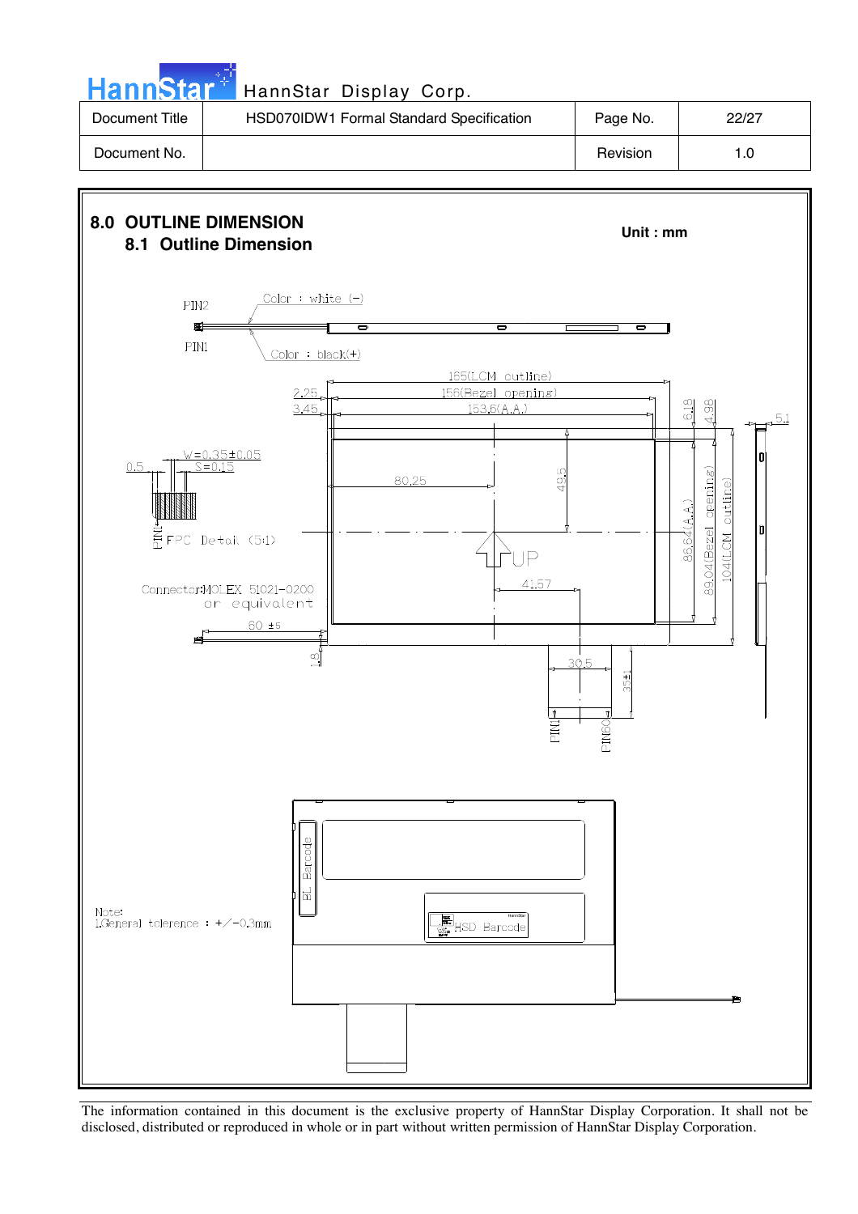# 8.0 OUTLINE DIMENSION

## 8.1 Outline Dimension

Unit : mm

PIN2

Color : white (−)

PIN1

Color : black(+)

165(LCM outline)

2.25

156(Bezel opening)

3.45

153.6(A.A.)

6.18

4.98

5.1

W=0.35±0.05

0.5

S=0.15

80.25

49.5

PIN1 FPC Detail (5:1)

UP

86.64(A.A.)

89.04(Bezel opening)

104(LCM outline)

Connector:MOLEX 51021-0200
or equivalent

41.57

60 ±5

1.8

30.5

35±1

PIN1

PIN60

BL Barcode

HSD Barcode

Note:
1.General tolerence : +/−0.3mm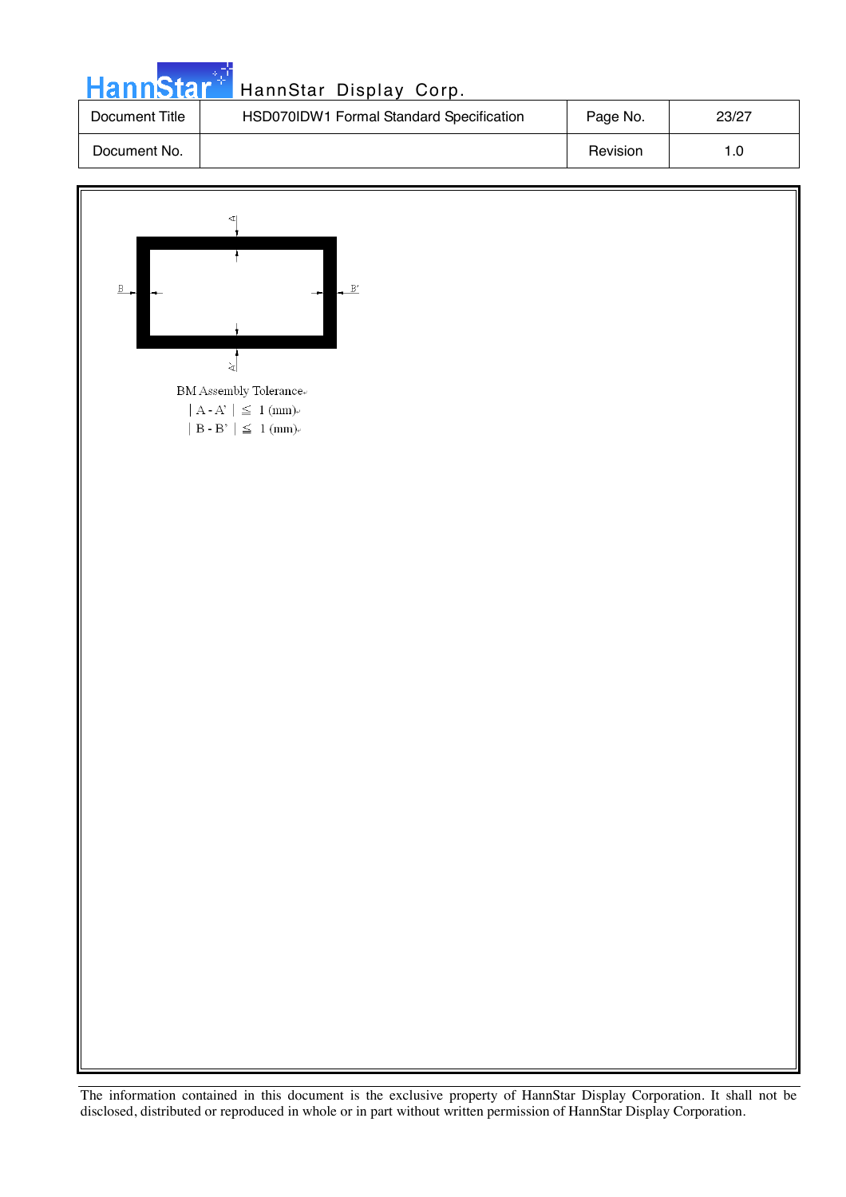BM Assembly Tolerance

| A - A' | ≦ 1 (mm)

| B - B' | ≦ 1 (mm)

The information contained in this document is the exclusive property of HannStar Display Corporation. It shall not be disclosed, distributed or reproduced in whole or in part without written permission of HannStar Display Corporation.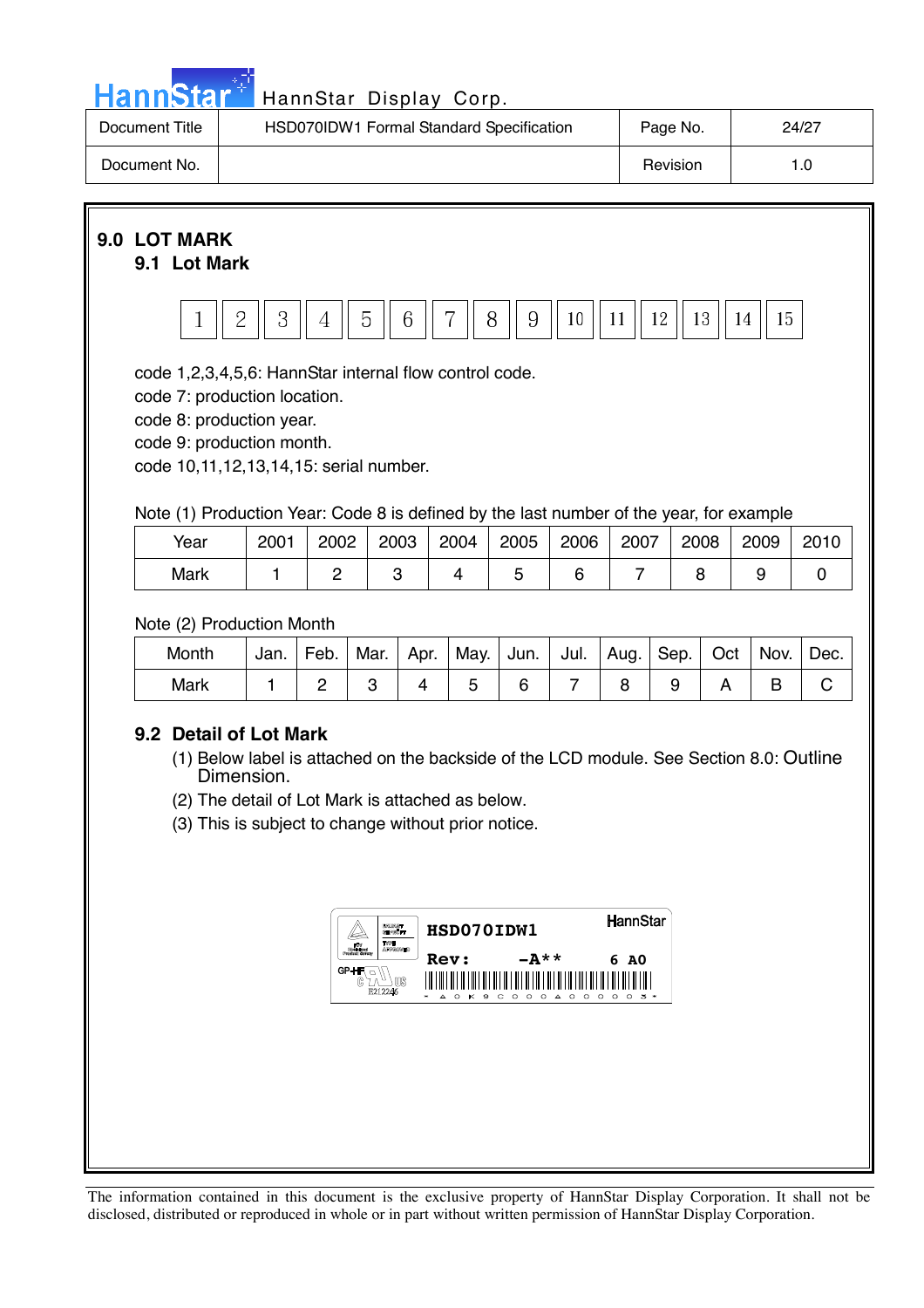## 9.0 LOT MARK

### 9.1 Lot Mark

| 1 | 2 | 3 | 4 | 5 | 6 | 7 | 8 | 9 | 10 | 11 | 12 | 13 | 14 | 15 |
|---|---|---|---|---|---|---|---|---|---|---|---|---|---|---|

code 1,2,3,4,5,6: HannStar internal flow control code.
code 7: production location.
code 8: production year.
code 9: production month.
code 10,11,12,13,14,15: serial number.

Note (1) Production Year: Code 8 is defined by the last number of the year, for example

| Year | 2001 | 2002 | 2003 | 2004 | 2005 | 2006 | 2007 | 2008 | 2009 | 2010 |
|---|---|---|---|---|---|---|---|---|---|---|
| Mark | 1 | 2 | 3 | 4 | 5 | 6 | 7 | 8 | 9 | 0 |

Note (2) Production Month

| Month | Jan. | Feb. | Mar. | Apr. | May. | Jun. | Jul. | Aug. | Sep. | Oct | Nov. | Dec. |
|---|---|---|---|---|---|---|---|---|---|---|---|---|
| Mark | 1 | 2 | 3 | 4 | 5 | 6 | 7 | 8 | 9 | A | B | C |

### 9.2 Detail of Lot Mark

(1) Below label is attached on the backside of the LCD module. See Section 8.0: Outline Dimension.

(2) The detail of Lot Mark is attached as below.

(3) This is subject to change without prior notice.

HSD070IDW1 HannStar
Rev: -A** 6 A0
GP-HF E212246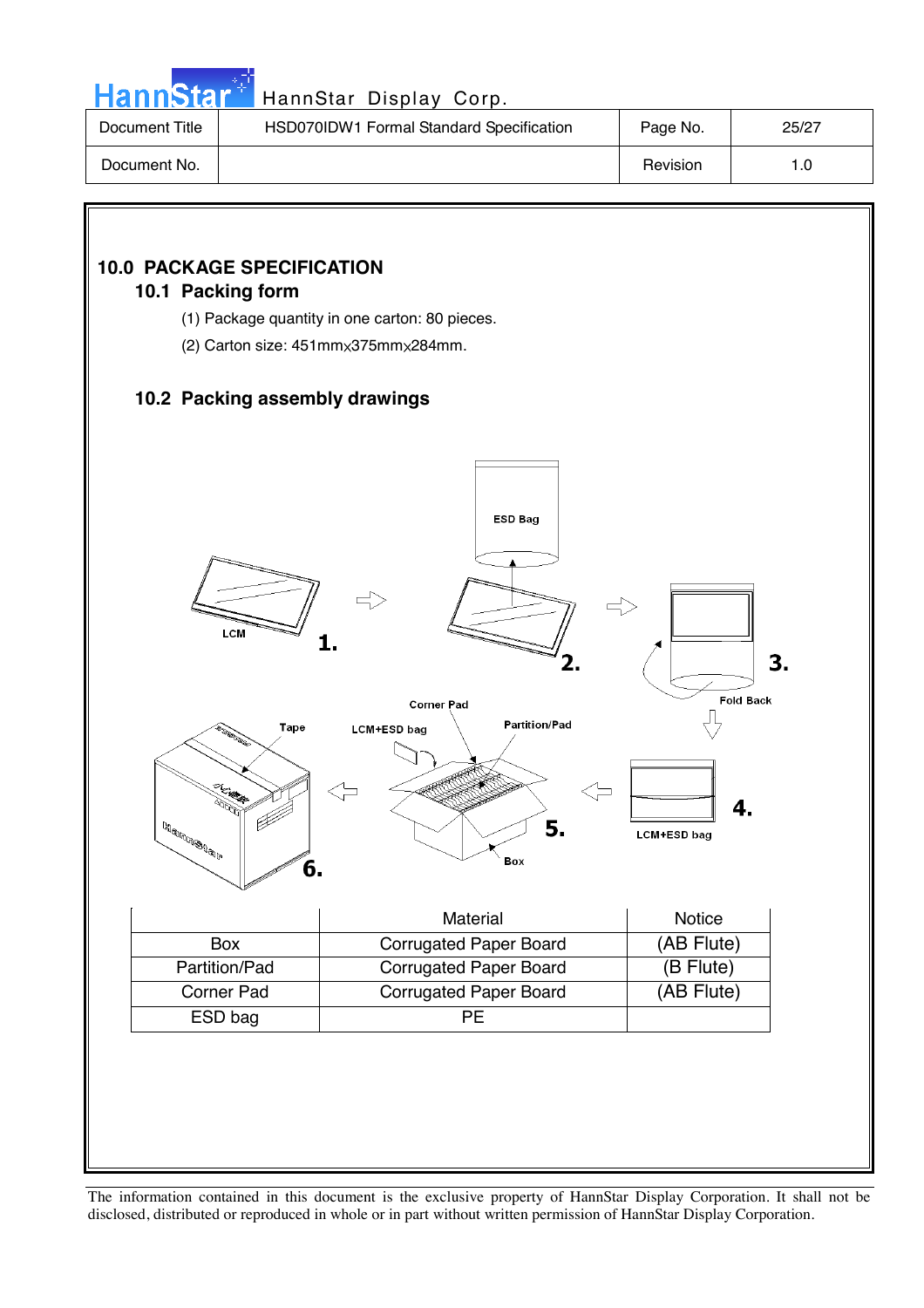## 10.0 PACKAGE SPECIFICATION

### 10.1 Packing form

(1) Package quantity in one carton: 80 pieces.

(2) Carton size: 451mm×375mm×284mm.

### 10.2 Packing assembly drawings

|  | Material | Notice |
|---|---|---|
| Box | Corrugated Paper Board | (AB Flute) |
| Partition/Pad | Corrugated Paper Board | (B Flute) |
| Corner Pad | Corrugated Paper Board | (AB Flute) |
| ESD bag | PE |  |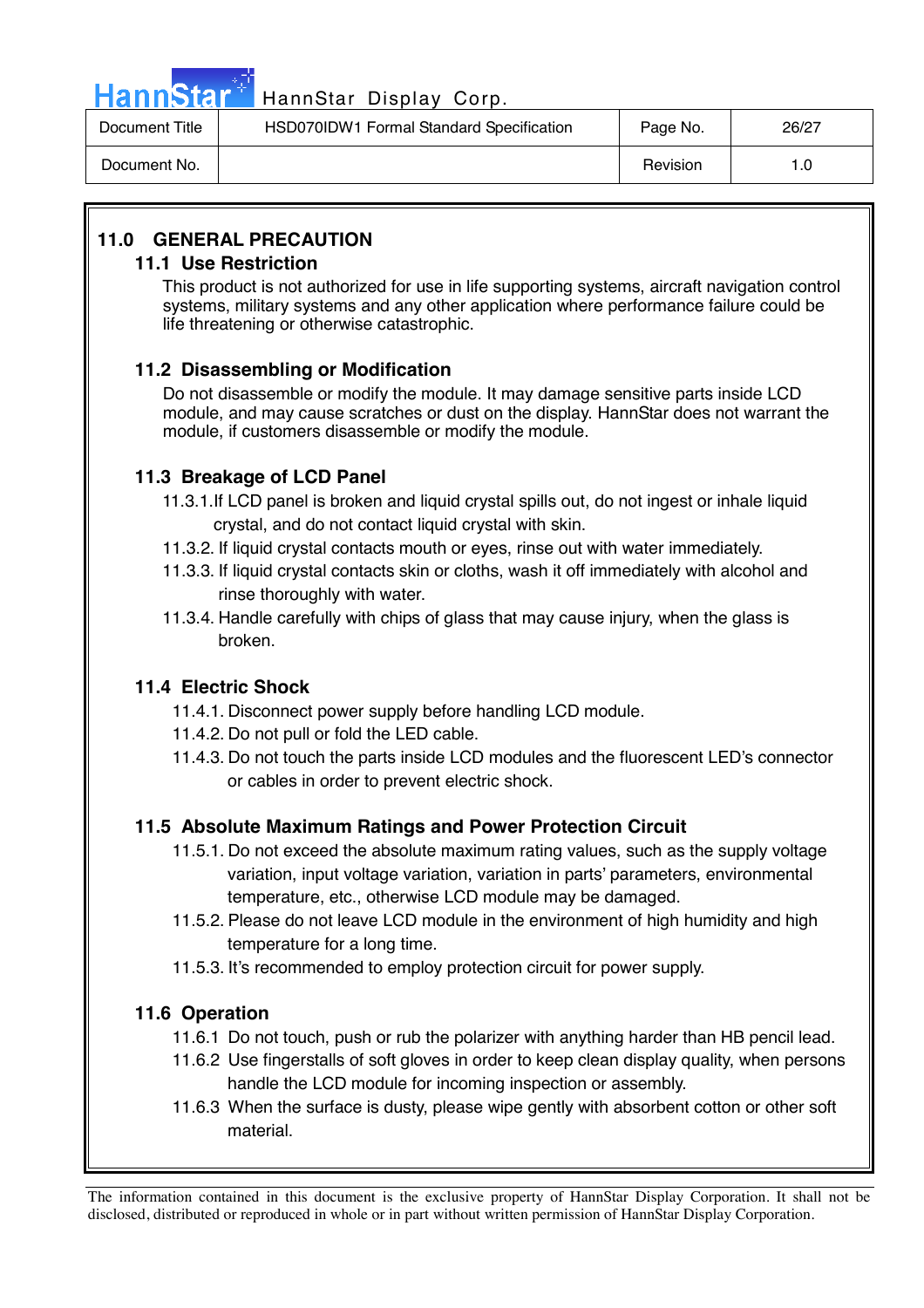## 11.0 GENERAL PRECAUTION

### 11.1 Use Restriction

This product is not authorized for use in life supporting systems, aircraft navigation control systems, military systems and any other application where performance failure could be life threatening or otherwise catastrophic.

### 11.2 Disassembling or Modification

Do not disassemble or modify the module. It may damage sensitive parts inside LCD module, and may cause scratches or dust on the display. HannStar does not warrant the module, if customers disassemble or modify the module.

### 11.3 Breakage of LCD Panel

11.3.1.If LCD panel is broken and liquid crystal spills out, do not ingest or inhale liquid crystal, and do not contact liquid crystal with skin.

11.3.2. If liquid crystal contacts mouth or eyes, rinse out with water immediately.

11.3.3. If liquid crystal contacts skin or cloths, wash it off immediately with alcohol and rinse thoroughly with water.

11.3.4. Handle carefully with chips of glass that may cause injury, when the glass is broken.

### 11.4 Electric Shock

11.4.1. Disconnect power supply before handling LCD module.

11.4.2. Do not pull or fold the LED cable.

11.4.3. Do not touch the parts inside LCD modules and the fluorescent LED's connector or cables in order to prevent electric shock.

### 11.5 Absolute Maximum Ratings and Power Protection Circuit

11.5.1. Do not exceed the absolute maximum rating values, such as the supply voltage variation, input voltage variation, variation in parts' parameters, environmental temperature, etc., otherwise LCD module may be damaged.

11.5.2. Please do not leave LCD module in the environment of high humidity and high temperature for a long time.

11.5.3. It's recommended to employ protection circuit for power supply.

### 11.6 Operation

11.6.1 Do not touch, push or rub the polarizer with anything harder than HB pencil lead.

11.6.2 Use fingerstalls of soft gloves in order to keep clean display quality, when persons handle the LCD module for incoming inspection or assembly.

11.6.3 When the surface is dusty, please wipe gently with absorbent cotton or other soft material.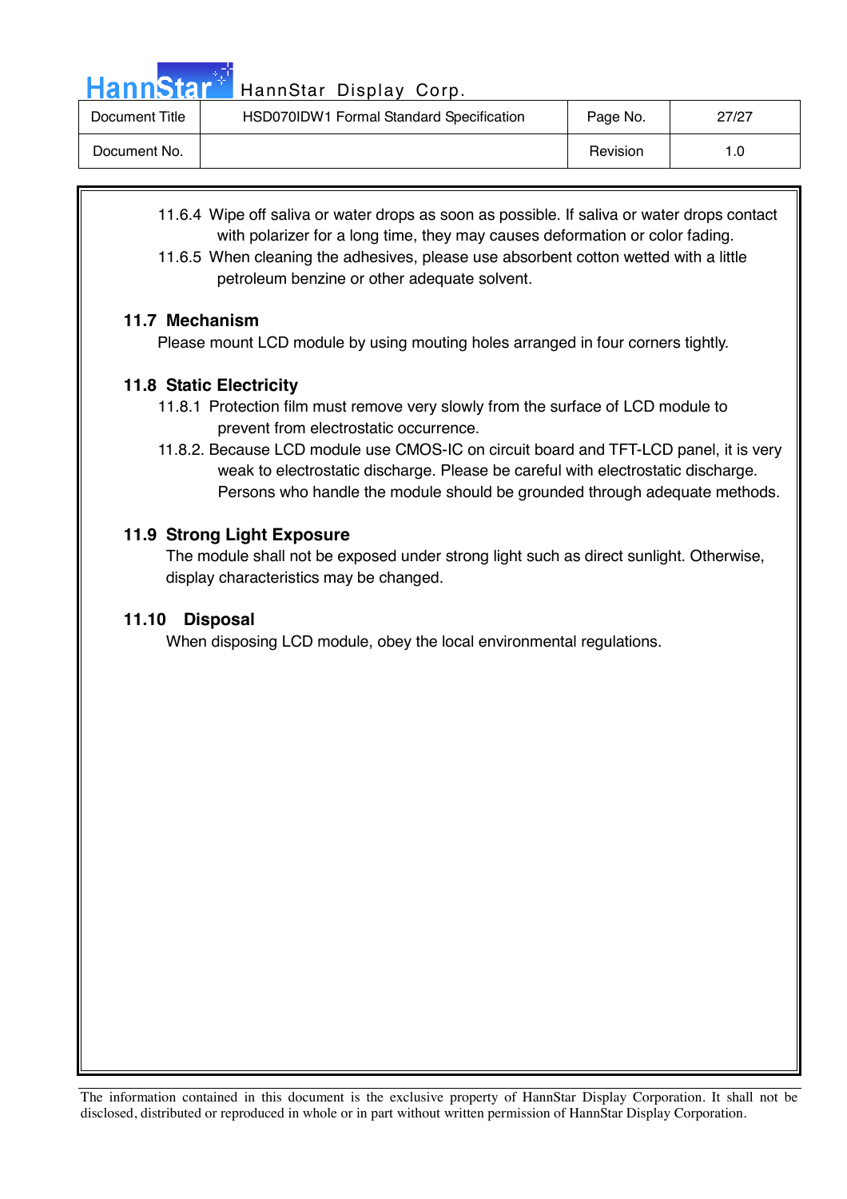11.6.4 Wipe off saliva or water drops as soon as possible. If saliva or water drops contact with polarizer for a long time, they may causes deformation or color fading.

11.6.5 When cleaning the adhesives, please use absorbent cotton wetted with a little petroleum benzine or other adequate solvent.

### 11.7 Mechanism

Please mount LCD module by using mouting holes arranged in four corners tightly.

### 11.8 Static Electricity

11.8.1 Protection film must remove very slowly from the surface of LCD module to prevent from electrostatic occurrence.

11.8.2. Because LCD module use CMOS-IC on circuit board and TFT-LCD panel, it is very weak to electrostatic discharge. Please be careful with electrostatic discharge. Persons who handle the module should be grounded through adequate methods.

### 11.9 Strong Light Exposure

The module shall not be exposed under strong light such as direct sunlight. Otherwise, display characteristics may be changed.

### 11.10 Disposal

When disposing LCD module, obey the local environmental regulations.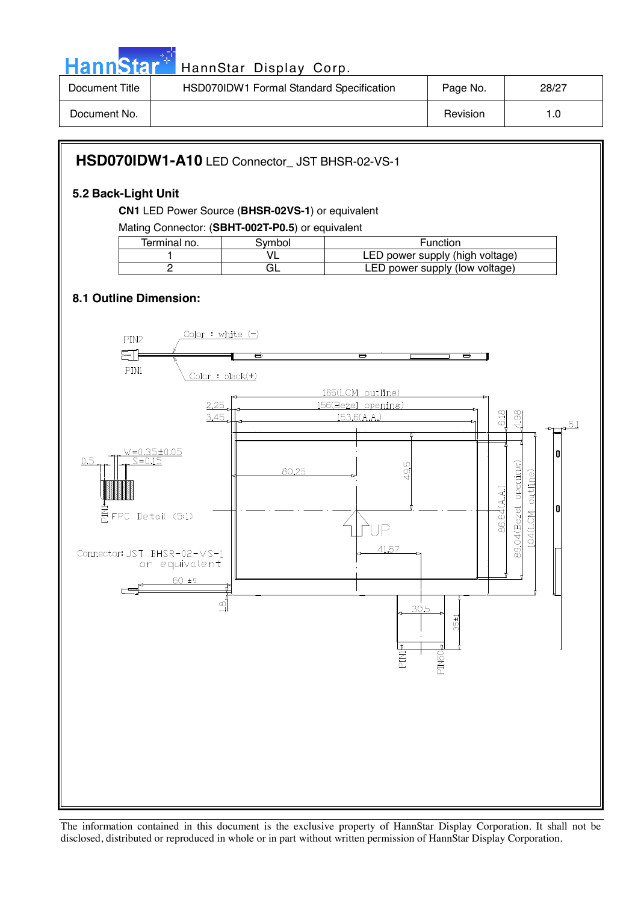## HSD070IDW1-A10 LED Connector_ JST BHSR-02-VS-1

### 5.2 Back-Light Unit

**CN1** LED Power Source (**BHSR-02VS-1**) or equivalent

Mating Connector: (**SBHT-002T-P0.5**) or equivalent

| Terminal no. | Symbol | Function |
|---|---|---|
| 1 | VL | LED power supply (high voltage) |
| 2 | GL | LED power supply (low voltage) |

### 8.1 Outline Dimension:

PIN2

Color : white (-)

PIN1

Color : black(+)

165(LCM outline)

156(Bezel opening)

153.6(A.A.)

2.25

3.45

6.18

4.98

5.1

W=0.35±0.05

S=0.15

0.5

80.25

49.5

86.64(A.A.)

89.04(Bezel opening)

104(LCM outline)

PIN1 FPC Detail (5:1)

UP

41.57

Connector: JST BHSR-02-VS-1 or equivalent

60 ±5

1.8

30.5

35±1

PIN1

PIN60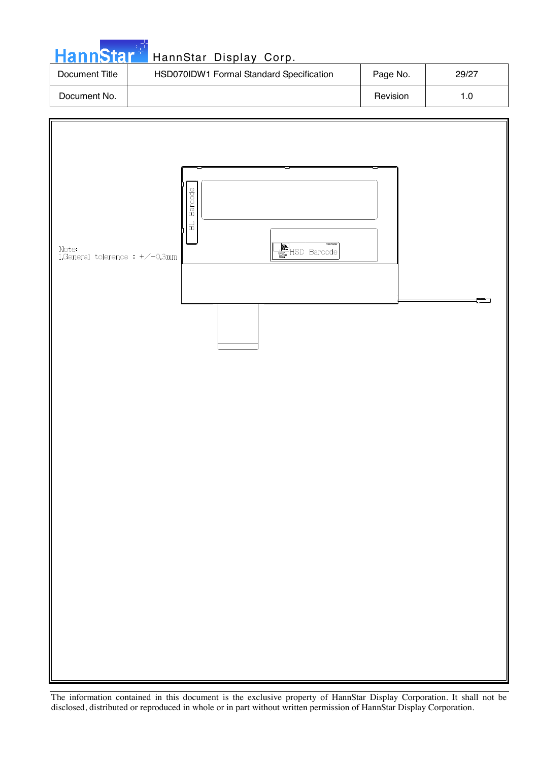Note:
1.General tolerence : +/-0.3mm

BL Barcode

HSD Barcode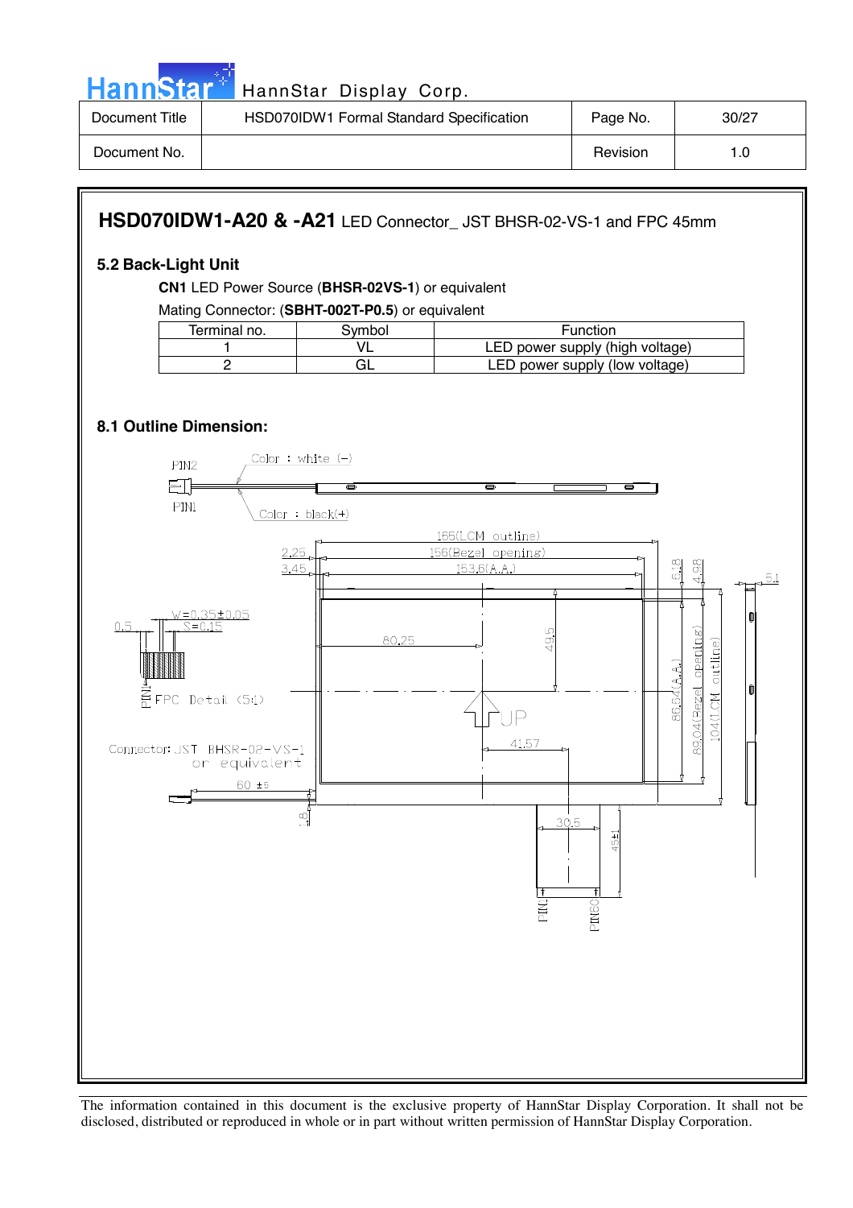## HSD070IDW1-A20 & -A21 LED Connector_ JST BHSR-02-VS-1 and FPC 45mm

### 5.2 Back-Light Unit

**CN1** LED Power Source (**BHSR-02VS-1**) or equivalent

Mating Connector: (**SBHT-002T-P0.5**) or equivalent

| Terminal no. | Symbol | Function |
|---|---|---|
| 1 | VL | LED power supply (high voltage) |
| 2 | GL | LED power supply (low voltage) |

### 8.1 Outline Dimension:

PIN2 Color : white (-)

PIN1 Color : black(+)

165(LCM outline)
156(Bezel opening)
153.6(A.A.)
2.25
3.45
6.18
4.98
5.1
W=0.35±0.05
S=0.15
0.5
80.25
49.5
86.54(A.A.)
89.04(Bezel opening)
104(LCM outline)
PIN1 FPC Detail (5:1)
UP
41.57
Connector: JST BHSR-02-VS-1 or equivalent
60 ±5
1.8
30.5
45±1
PIN1 PIN60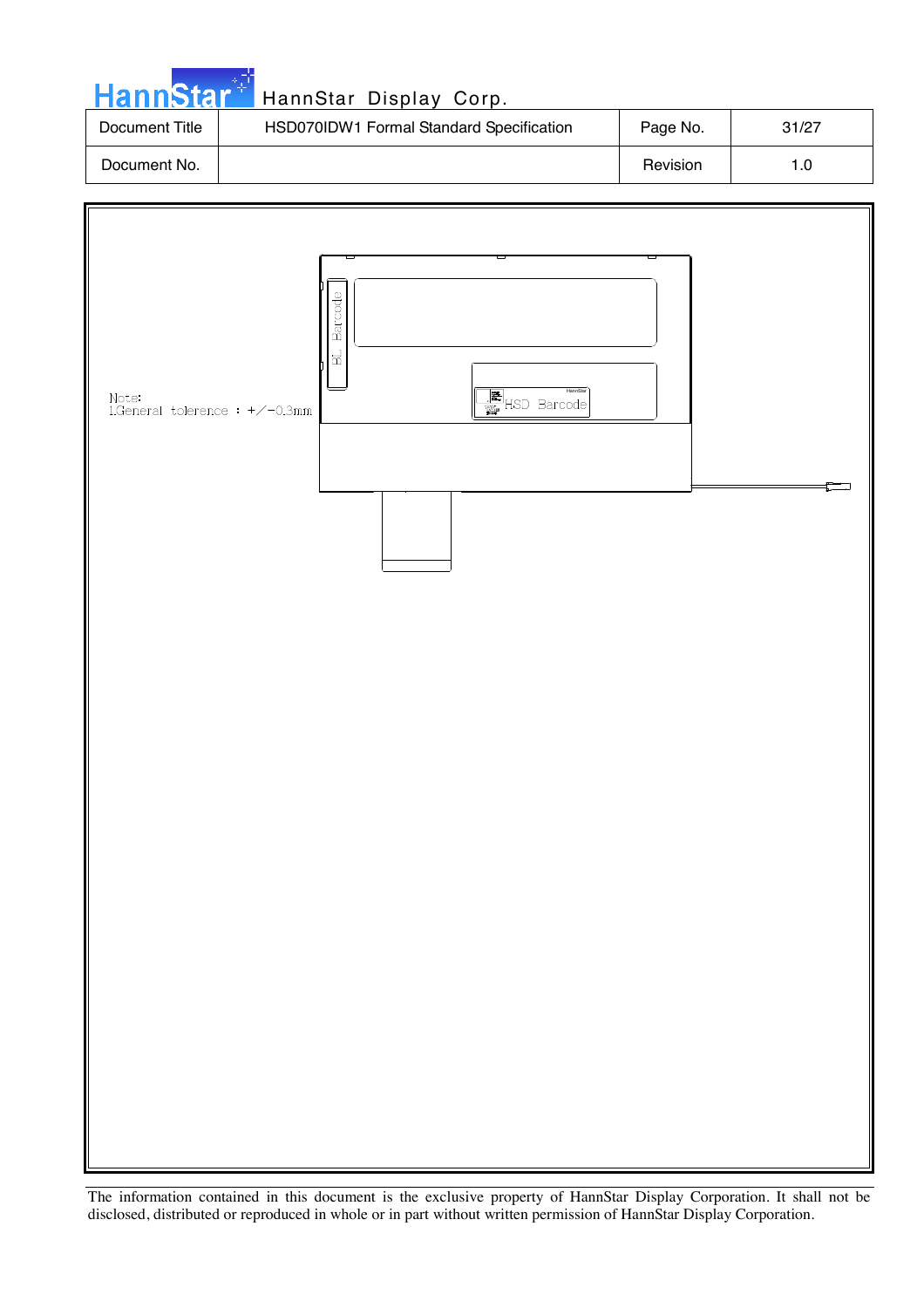Note:
1.General tolerence : +/-0.3mm

HSD Barcode

BL Barcode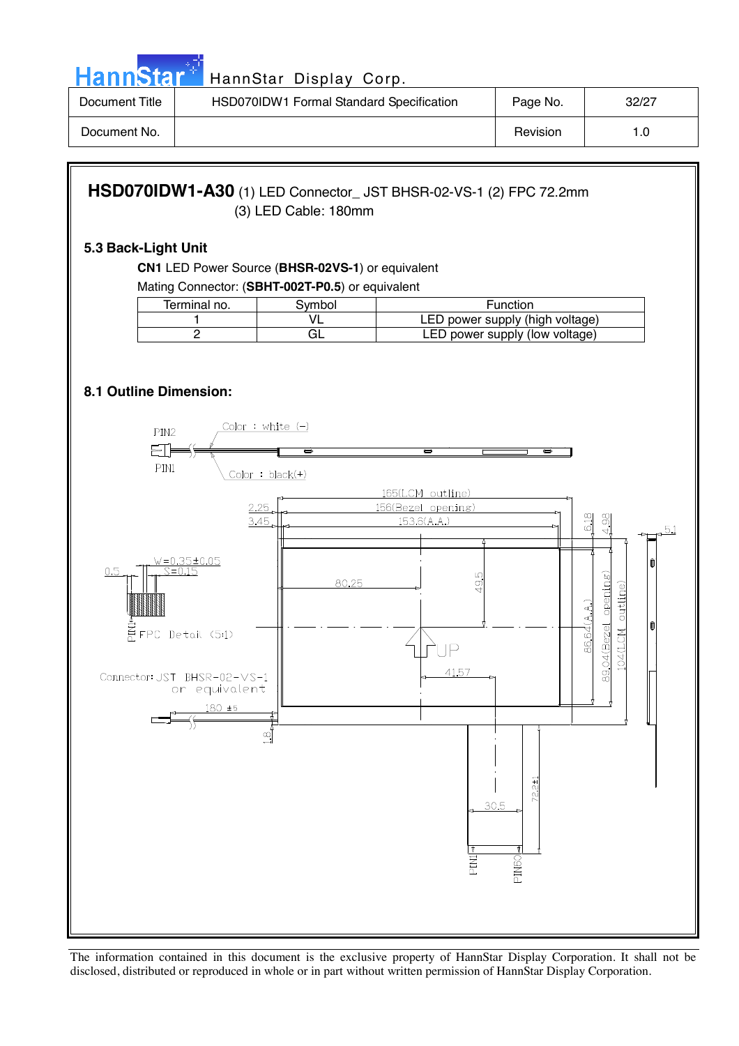**HSD070IDW1-A30** (1) LED Connector_ JST BHSR-02-VS-1 (2) FPC 72.2mm
(3) LED Cable: 180mm

### 5.3 Back-Light Unit

**CN1** LED Power Source (**BHSR-02VS-1**) or equivalent

Mating Connector: (**SBHT-002T-P0.5**) or equivalent

| Terminal no. | Symbol | Function |
|---|---|---|
| 1 | VL | LED power supply (high voltage) |
| 2 | GL | LED power supply (low voltage) |

### 8.1 Outline Dimension:

PIN2
Color : white (-)
PIN1
Color : black(+)

165(LCM outline)
156(Bezel opening)
153.6(A.A.)
2.25
3.45
6.18
4.98
5.1
W=0.35±0.05
S=0.15
0.5
80.25
49.5
PIN1
FPC Detail (5:1)
UP
86.64(A.A.)
89.04(Bezel opening)
104(LCM outline)
41.57
Connector: JST BHSR-02-VS-1 or equivalent
180 ±5
1.8
72.2±1
30.5
PIN1
PIN60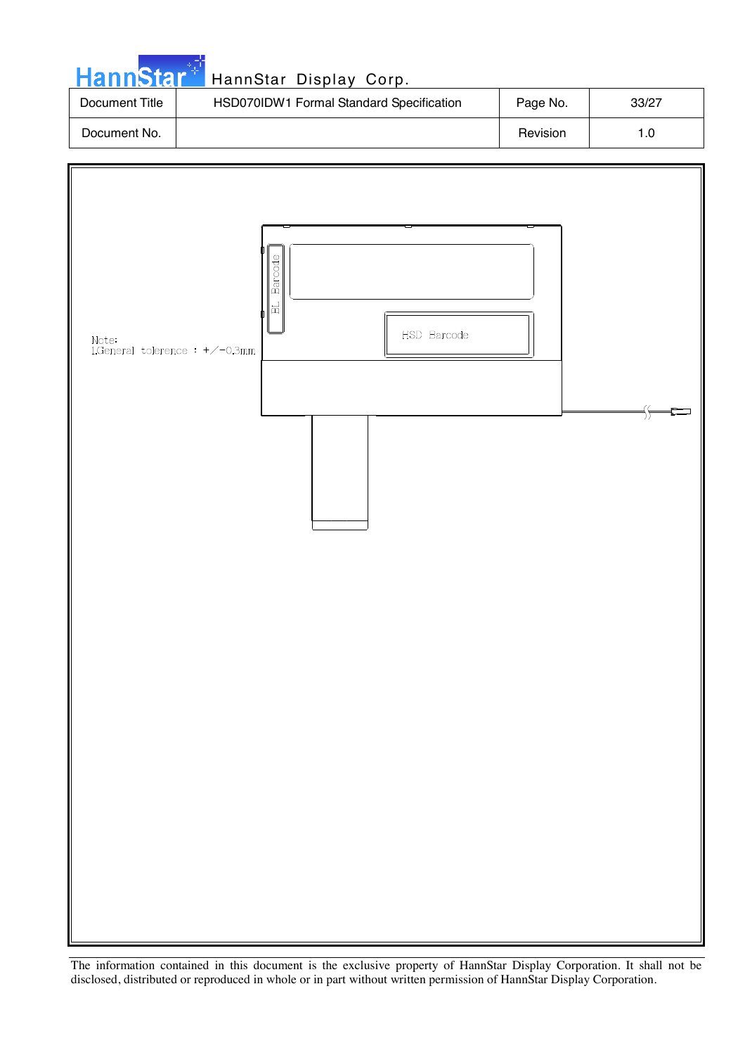Note:
1.General tolerence : +/-0.3mm

BL Barcode

HSD Barcode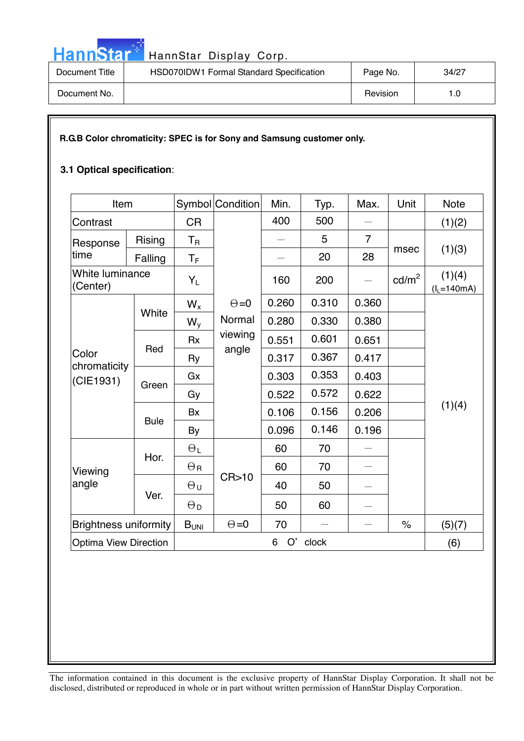**R.G.B Color chromaticity: SPEC is for Sony and Samsung customer only.**

**3.1 Optical specification**:

| Item | | Symbol | Condition | Min. | Typ. | Max. | Unit | Note |
|---|---|---|---|---|---|---|---|---|
| Contrast | | CR | Θ=0 Normal viewing angle | 400 | 500 | — | | (1)(2) |
| Response time | Rising | $T_R$ | | — | 5 | 7 | msec | (1)(3) |
| | Falling | $T_F$ | | — | 20 | 28 | | |
| White luminance (Center) | | $Y_L$ | | 160 | 200 | — | cd/m$^2$ | (1)(4) ($I_L$=140mA) |
| Color chromaticity (CIE1931) | White | $W_x$ | | 0.260 | 0.310 | 0.360 | | (1)(4) |
| | | $W_y$ | | 0.280 | 0.330 | 0.380 | | |
| | Red | Rx | | 0.551 | 0.601 | 0.651 | | |
| | | Ry | | 0.317 | 0.367 | 0.417 | | |
| | Green | Gx | | 0.303 | 0.353 | 0.403 | | |
| | | Gy | | 0.522 | 0.572 | 0.622 | | |
| | Bule | Bx | | 0.106 | 0.156 | 0.206 | | |
| | | By | | 0.096 | 0.146 | 0.196 | | |
| Viewing angle | Hor. | $\Theta_L$ | CR>10 | 60 | 70 | — | | |
| | | $\Theta_R$ | | 60 | 70 | — | | |
| | Ver. | $\Theta_U$ | | 40 | 50 | — | | |
| | | $\Theta_D$ | | 50 | 60 | — | | |
| Brightness uniformity | | $B_{UNI}$ | Θ=0 | 70 | — | — | % | (5)(7) |
| Optima View Direction | | 6 O' clock | | | | | | (6) |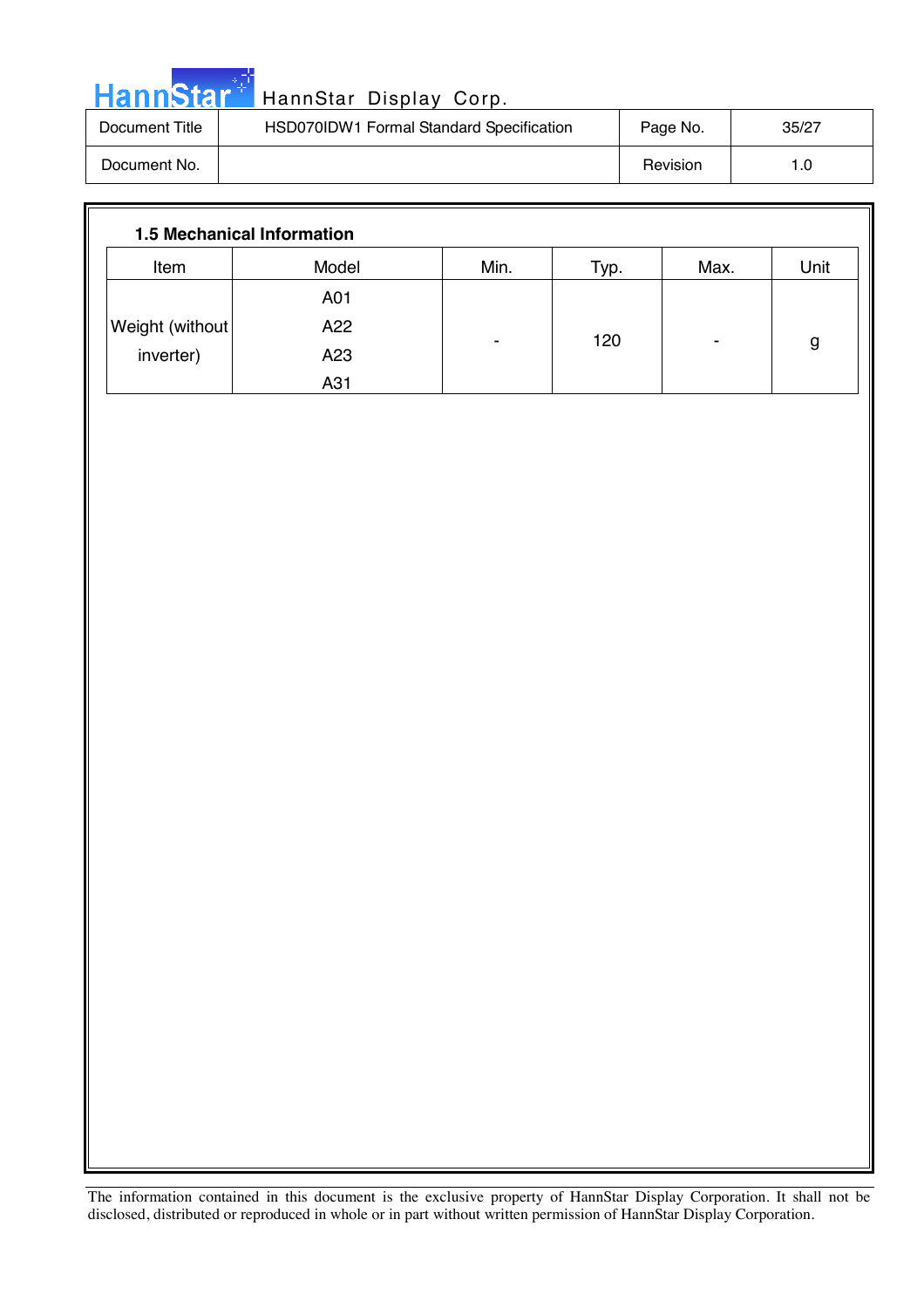### 1.5 Mechanical Information

| Item | Model | Min. | Typ. | Max. | Unit |
|---|---|---|---|---|---|
| Weight (without inverter) | A01<br>A22<br>A23<br>A31 | - | 120 | - | g |

The information contained in this document is the exclusive property of HannStar Display Corporation. It shall not be disclosed, distributed or reproduced in whole or in part without written permission of HannStar Display Corporation.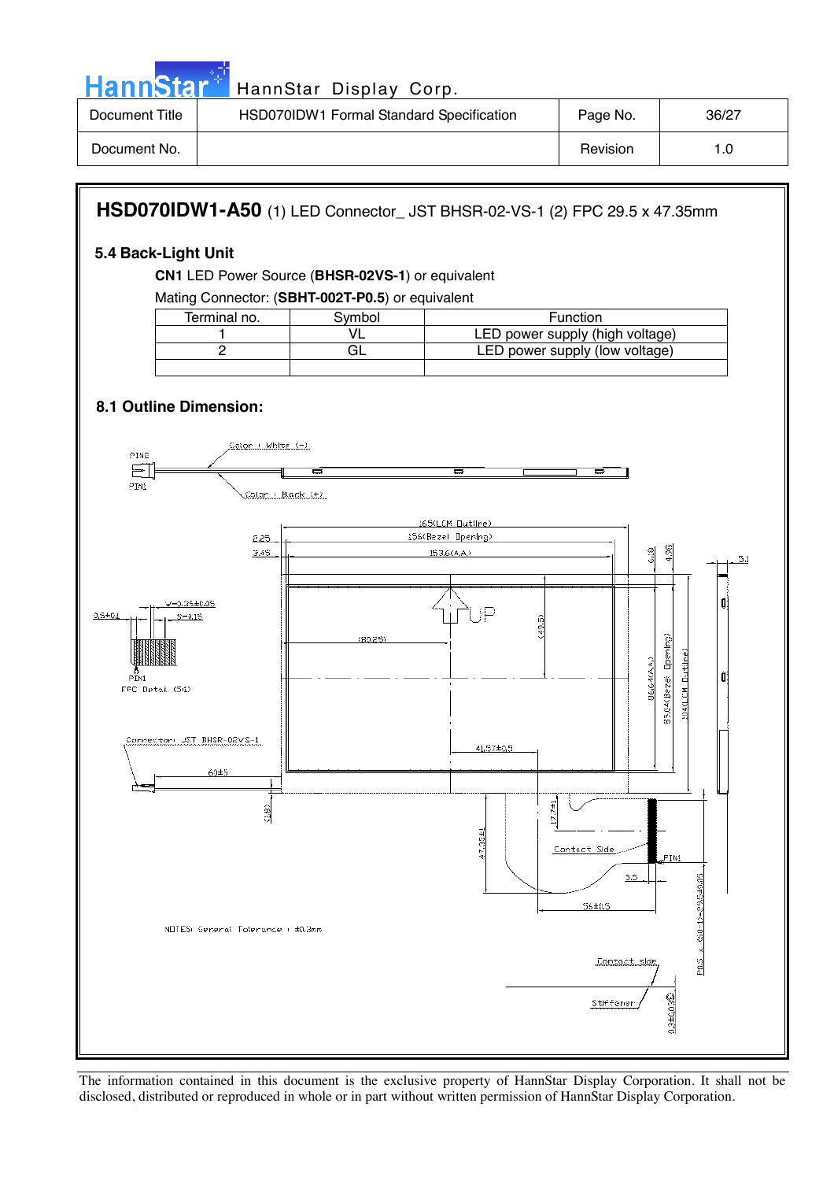**HSD070IDW1-A50** (1) LED Connector_ JST BHSR-02-VS-1 (2) FPC 29.5 x 47.35mm

### 5.4 Back-Light Unit

**CN1** LED Power Source (**BHSR-02VS-1**) or equivalent

Mating Connector: (**SBHT-002T-P0.5**) or equivalent

| Terminal no. | Symbol | Function |
|---|---|---|
| 1 | VL | LED power supply (high voltage) |
| 2 | GL | LED power supply (low voltage) |
| | | |

### 8.1 Outline Dimension:

Color : White (-)

Color : Back (+)

PIN2

PIN1

165(LCM Outline)

156(Bezel Opening)

153.6(A.A)

2.25

3.45

6.18

4.98

5.1

W=0.35±0.05

0.5±0.1

S=0.15

PIN1

FPC Detail (5:1)

UP

(80.25)

(49.5)

86.64(A.A)

89.04(Bezel Opening)

104(LCM Outline)

Connector: JST BHSR-02VS-1

41.57±0.5

60±5

(2.8)

47.35±1

17.7±1

Contact Side

PIN1

3.5

56±0.5

P0.5 x (50-1)=29.5±0.05

NOTES: General Tolerance : ±0.3mm

Contact side

Stiffener

0.3±0.03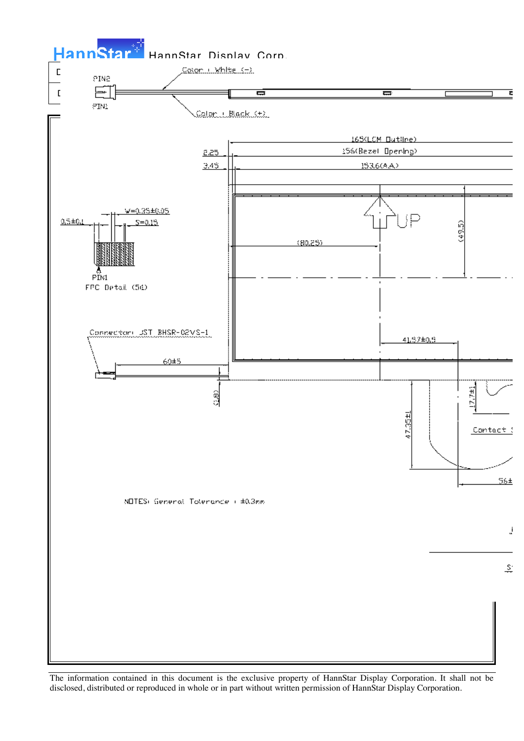HannStar Display Corp.

PIN2

PIN1

Color : White (-)

Color : Black (+)

165(LCM Outline)

156(Bezel Opening)

153.6(A.A)

2.25

3.45

W=0.35±0.05

0.5±0.1

S=0.15

PIN1

FPC Detail (56)

UP

(80.25)

(49.5)

Connector: JST BHSR-02VS-1

60±5

41.97±0.5

(3.8)

47.35±1

17.7±1

Contact

56±

NOTES: General Tolerance : ±0.3mm

The information contained in this document is the exclusive property of HannStar Display Corporation. It shall not be disclosed, distributed or reproduced in whole or in part without written permission of HannStar Display Corporation.